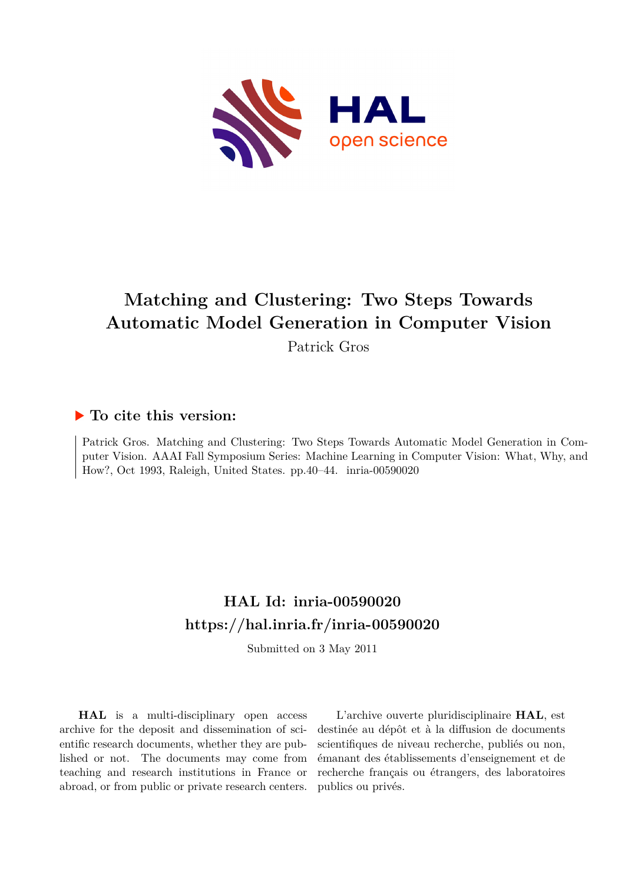# Matching and Clustering: Two Steps Towards Automatic Model Generation in Computer Vision

Patrick Gros

## ▶ To cite this version:

Patrick Gros. Matching and Clustering: Two Steps Towards Automatic Model Generation in Computer Vision. AAAI Fall Symposium Series: Machine Learning in Computer Vision: What, Why, and How?, Oct 1993, Raleigh, United States. pp.40–44. inria-00590020

## HAL Id: inria-00590020

## https://hal.inria.fr/inria-00590020

Submitted on 3 May 2011

**HAL** is a multi-disciplinary open access archive for the deposit and dissemination of scientific research documents, whether they are published or not. The documents may come from teaching and research institutions in France or abroad, or from public or private research centers.

L'archive ouverte pluridisciplinaire **HAL**, est destinée au dépôt et à la diffusion de documents scientifiques de niveau recherche, publiés ou non, émanant des établissements d'enseignement et de recherche français ou étrangers, des laboratoires publics ou privés.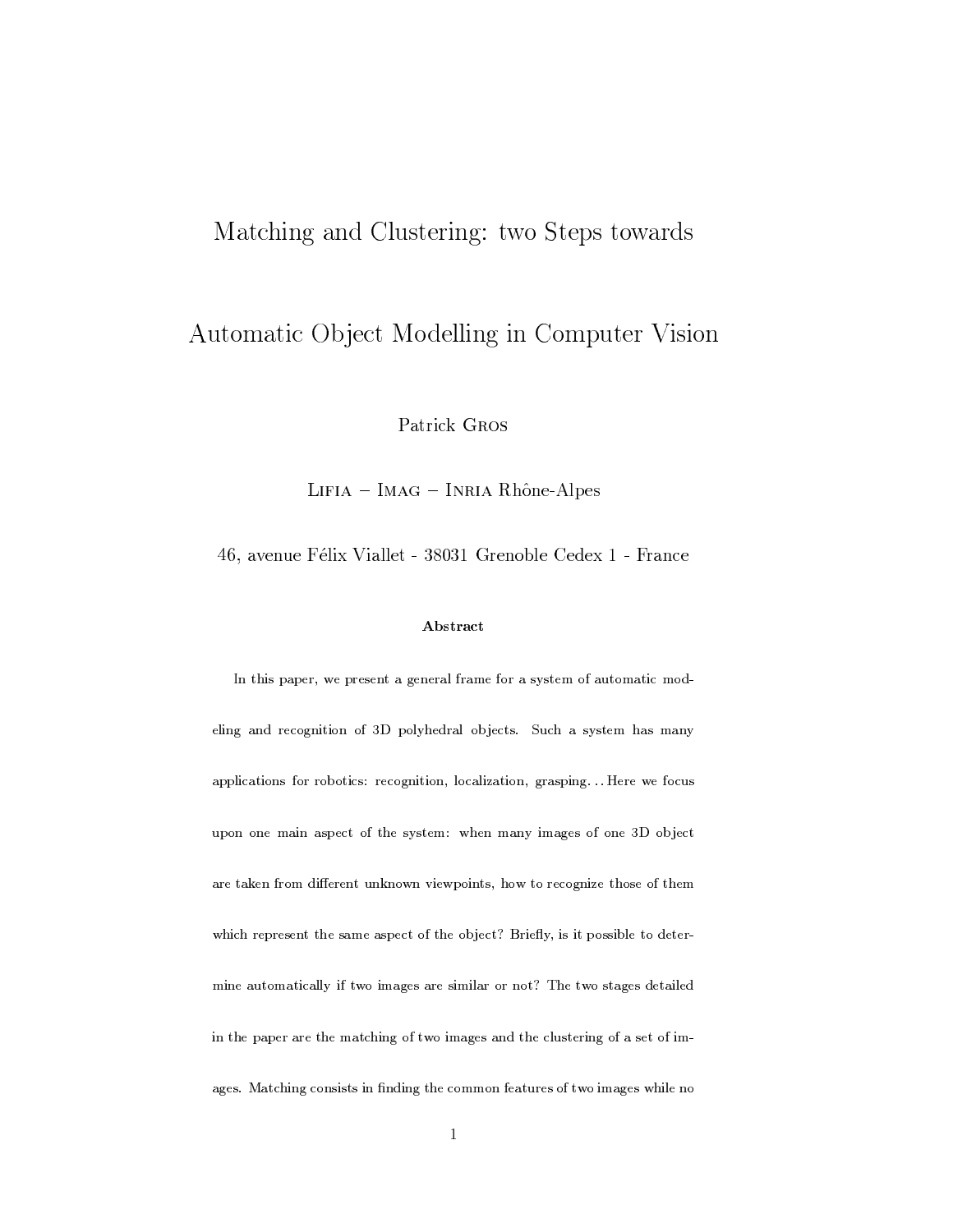# Matching and Clustering: two Steps towards Automatic Object Modelling in Computer Vision

Patrick Gros

Lifia – Imag – Inria Rhône-Alpes

46, avenue Félix Viallet - 38031 Grenoble Cedex 1 - France

**Abstract**

In this paper, we present a general frame for a system of automatic modeling and recognition of 3D polyhedral objects. Such a system has many applications for robotics: recognition, localization, grasping... Here we focus upon one main aspect of the system: when many images of one 3D object are taken from different unknown viewpoints, how to recognize those of them which represent the same aspect of the object? Briefly, is it possible to determine automatically if two images are similar or not? The two stages detailed in the paper are the matching of two images and the clustering of a set of images. Matching consists in finding the common features of two images while no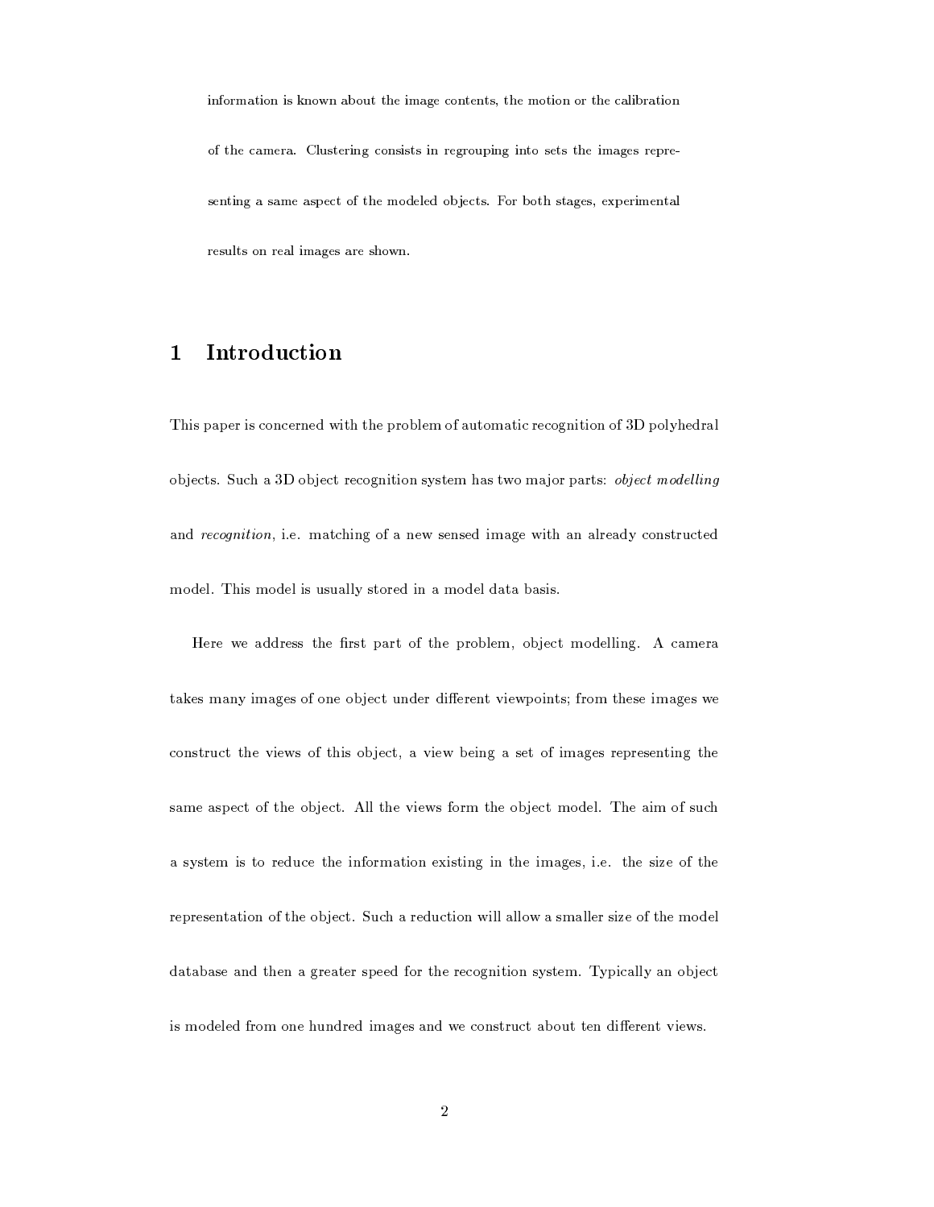information is known about the image contents, the motion or the calibration of the camera. Clustering consists in regrouping into sets the images representing a same aspect of the modeled objects. For both stages, experimental results on real images are shown.

## 1 Introduction

This paper is concerned with the problem of automatic recognition of 3D polyhedral objects. Such a 3D object recognition system has two major parts: *object modelling* and *recognition*, i.e. matching of a new sensed image with an already constructed model. This model is usually stored in a model data basis.

Here we address the first part of the problem, object modelling. A camera takes many images of one object under different viewpoints; from these images we construct the views of this object, a view being a set of images representing the same aspect of the object. All the views form the object model. The aim of such a system is to reduce the information existing in the images, i.e. the size of the representation of the object. Such a reduction will allow a smaller size of the model database and then a greater speed for the recognition system. Typically an object is modeled from one hundred images and we construct about ten different views.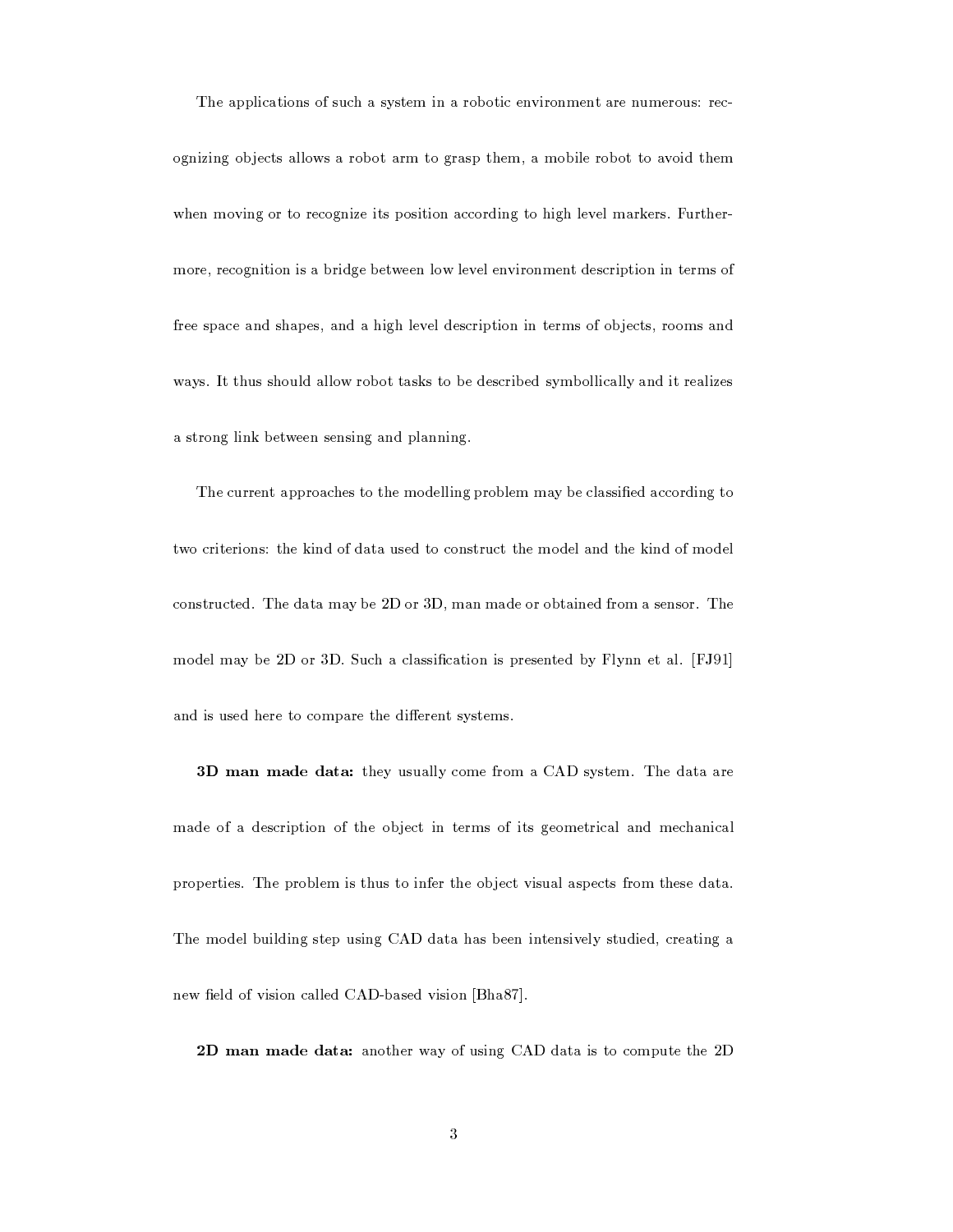The applications of such a system in a robotic environment are numerous: recognizing objects allows a robot arm to grasp them, a mobile robot to avoid them when moving or to recognize its position according to high level markers. Furthermore, recognition is a bridge between low level environment description in terms of free space and shapes, and a high level description in terms of objects, rooms and ways. It thus should allow robot tasks to be described symbollically and it realizes a strong link between sensing and planning.

The current approaches to the modelling problem may be classified according to two criterions: the kind of data used to construct the model and the kind of model constructed. The data may be 2D or 3D, man made or obtained from a sensor. The model may be 2D or 3D. Such a classification is presented by Flynn et al. [FJ91] and is used here to compare the different systems.

**3D man made data:** they usually come from a CAD system. The data are made of a description of the object in terms of its geometrical and mechanical properties. The problem is thus to infer the object visual aspects from these data. The model building step using CAD data has been intensively studied, creating a new field of vision called CAD-based vision [Bha87].

**2D man made data:** another way of using CAD data is to compute the 2D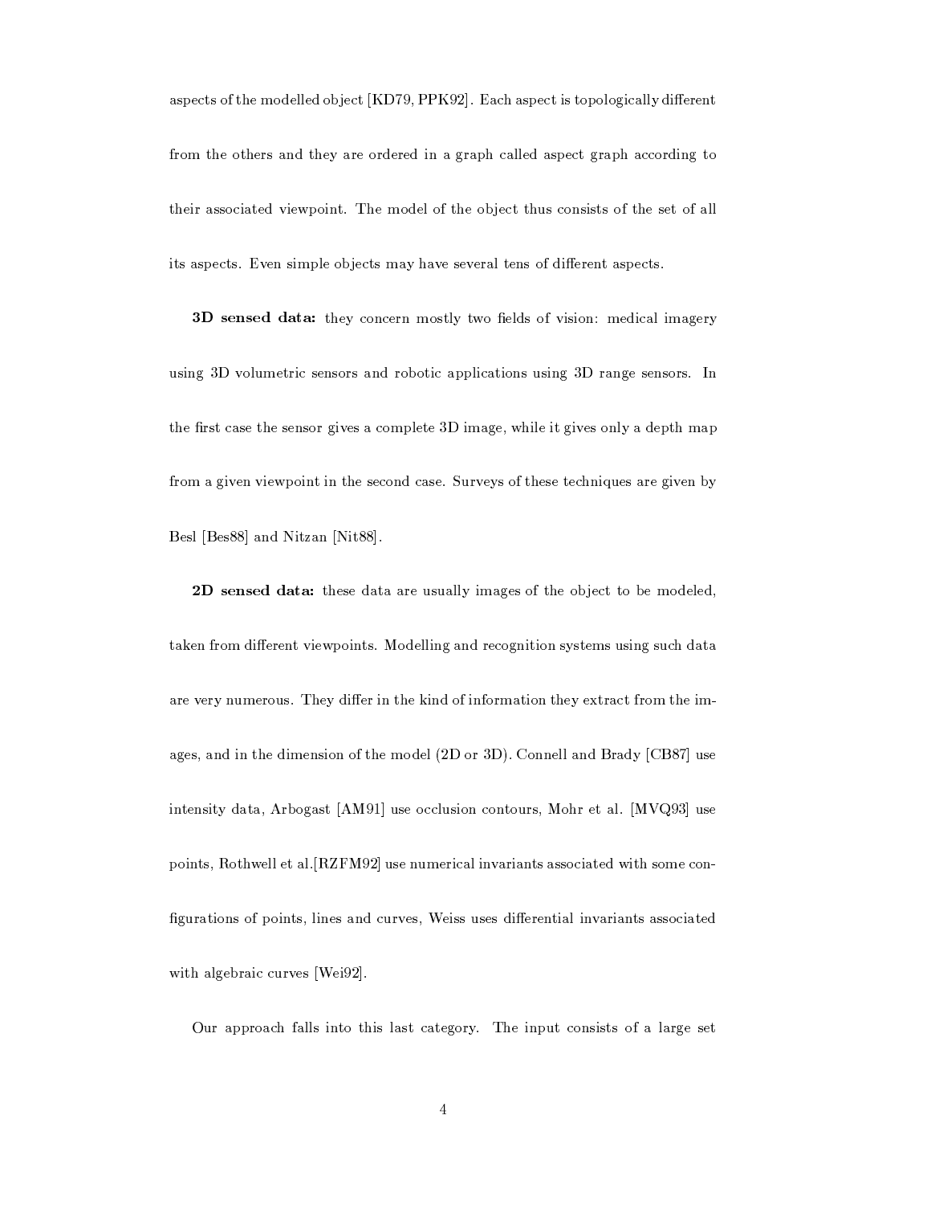aspects of the modelled object [KD79, PPK92]. Each aspect is topologically different from the others and they are ordered in a graph called aspect graph according to their associated viewpoint. The model of the object thus consists of the set of all its aspects. Even simple objects may have several tens of different aspects.

**3D sensed data:** they concern mostly two fields of vision: medical imagery using 3D volumetric sensors and robotic applications using 3D range sensors. In the first case the sensor gives a complete 3D image, while it gives only a depth map from a given viewpoint in the second case. Surveys of these techniques are given by Besl [Bes88] and Nitzan [Nit88].

**2D sensed data:** these data are usually images of the object to be modeled, taken from different viewpoints. Modelling and recognition systems using such data are very numerous. They differ in the kind of information they extract from the images, and in the dimension of the model (2D or 3D). Connell and Brady [CB87] use intensity data, Arbogast [AM91] use occlusion contours, Mohr et al. [MVQ93] use points, Rothwell et al.[RZFM92] use numerical invariants associated with some configurations of points, lines and curves, Weiss uses differential invariants associated with algebraic curves [Wei92].

Our approach falls into this last category. The input consists of a large set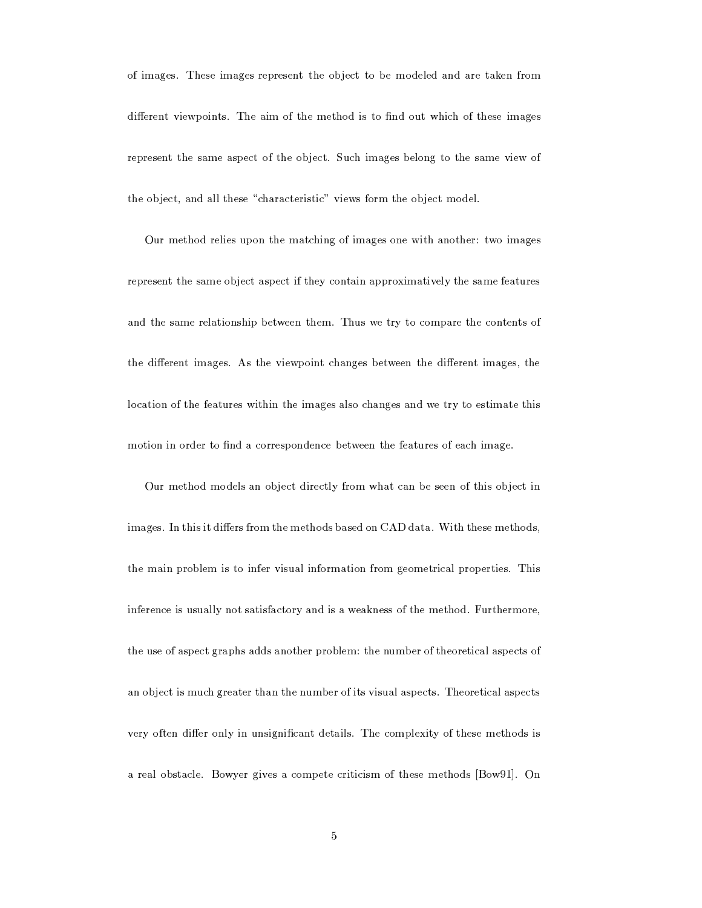of images. These images represent the object to be modeled and are taken from different viewpoints. The aim of the method is to find out which of these images represent the same aspect of the object. Such images belong to the same view of the object, and all these "characteristic" views form the object model.

Our method relies upon the matching of images one with another: two images represent the same object aspect if they contain approximatively the same features and the same relationship between them. Thus we try to compare the contents of the different images. As the viewpoint changes between the different images, the location of the features within the images also changes and we try to estimate this motion in order to find a correspondence between the features of each image.

Our method models an object directly from what can be seen of this object in images. In this it differs from the methods based on CAD data. With these methods, the main problem is to infer visual information from geometrical properties. This inference is usually not satisfactory and is a weakness of the method. Furthermore, the use of aspect graphs adds another problem: the number of theoretical aspects of an object is much greater than the number of its visual aspects. Theoretical aspects very often differ only in unsignificant details. The complexity of these methods is a real obstacle. Bowyer gives a compete criticism of these methods [Bow91]. On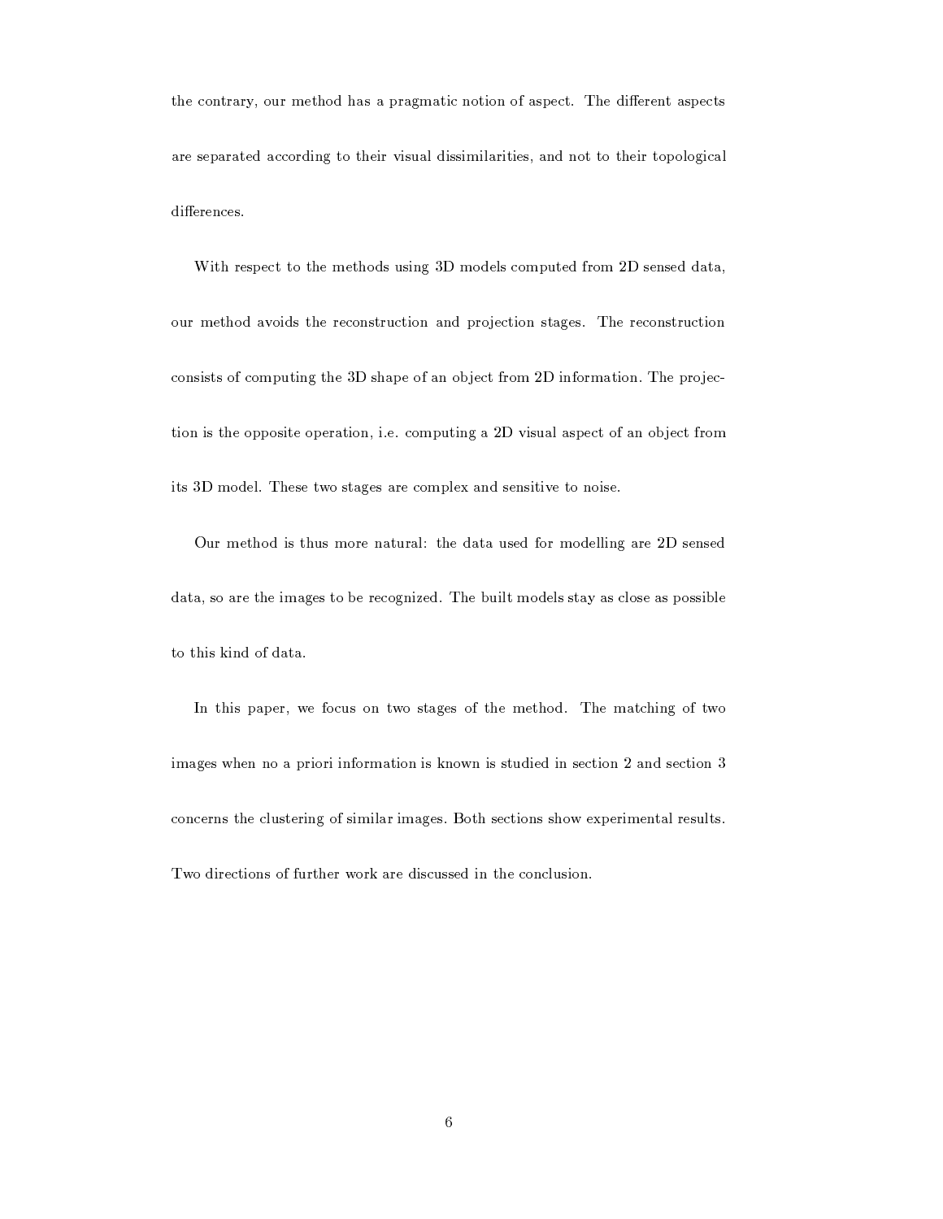the contrary, our method has a pragmatic notion of aspect. The different aspects are separated according to their visual dissimilarities, and not to their topological differences.

With respect to the methods using 3D models computed from 2D sensed data, our method avoids the reconstruction and projection stages. The reconstruction consists of computing the 3D shape of an object from 2D information. The projection is the opposite operation, i.e. computing a 2D visual aspect of an object from its 3D model. These two stages are complex and sensitive to noise.

Our method is thus more natural: the data used for modelling are 2D sensed data, so are the images to be recognized. The built models stay as close as possible to this kind of data.

In this paper, we focus on two stages of the method. The matching of two images when no a priori information is known is studied in section 2 and section 3 concerns the clustering of similar images. Both sections show experimental results. Two directions of further work are discussed in the conclusion.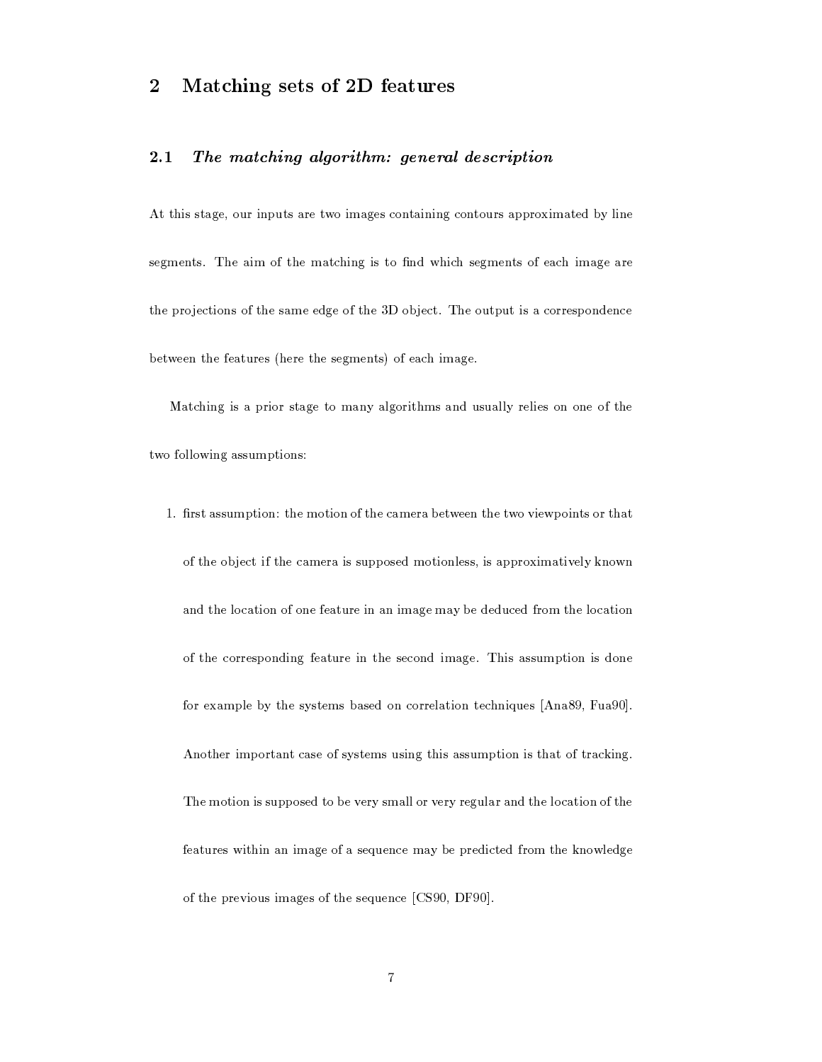## 2 Matching sets of 2D features

### 2.1 *The matching algorithm: general description*

At this stage, our inputs are two images containing contours approximated by line segments. The aim of the matching is to find which segments of each image are the projections of the same edge of the 3D object. The output is a correspondence between the features (here the segments) of each image.

Matching is a prior stage to many algorithms and usually relies on one of the two following assumptions:

1. first assumption: the motion of the camera between the two viewpoints or that of the object if the camera is supposed motionless, is approximatively known and the location of one feature in an image may be deduced from the location of the corresponding feature in the second image. This assumption is done for example by the systems based on correlation techniques [Ana89, Fua90]. Another important case of systems using this assumption is that of tracking. The motion is supposed to be very small or very regular and the location of the features within an image of a sequence may be predicted from the knowledge of the previous images of the sequence [CS90, DF90].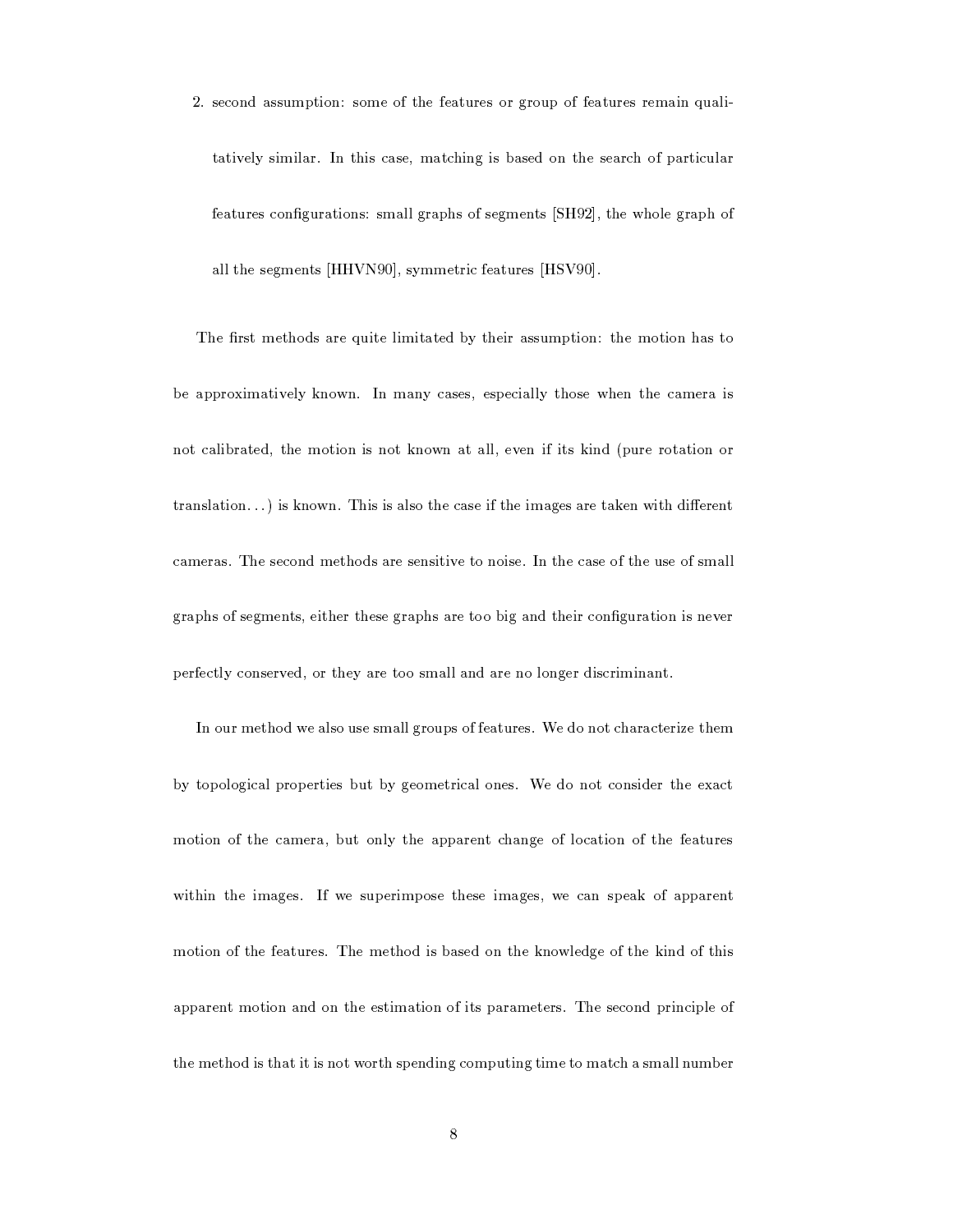2. second assumption: some of the features or group of features remain qualitatively similar. In this case, matching is based on the search of particular features configurations: small graphs of segments [SH92], the whole graph of all the segments [HHVN90], symmetric features [HSV90].

The first methods are quite limitated by their assumption: the motion has to be approximatively known. In many cases, especially those when the camera is not calibrated, the motion is not known at all, even if its kind (pure rotation or translation…) is known. This is also the case if the images are taken with different cameras. The second methods are sensitive to noise. In the case of the use of small graphs of segments, either these graphs are too big and their configuration is never perfectly conserved, or they are too small and are no longer discriminant.

In our method we also use small groups of features. We do not characterize them by topological properties but by geometrical ones. We do not consider the exact motion of the camera, but only the apparent change of location of the features within the images. If we superimpose these images, we can speak of apparent motion of the features. The method is based on the knowledge of the kind of this apparent motion and on the estimation of its parameters. The second principle of the method is that it is not worth spending computing time to match a small number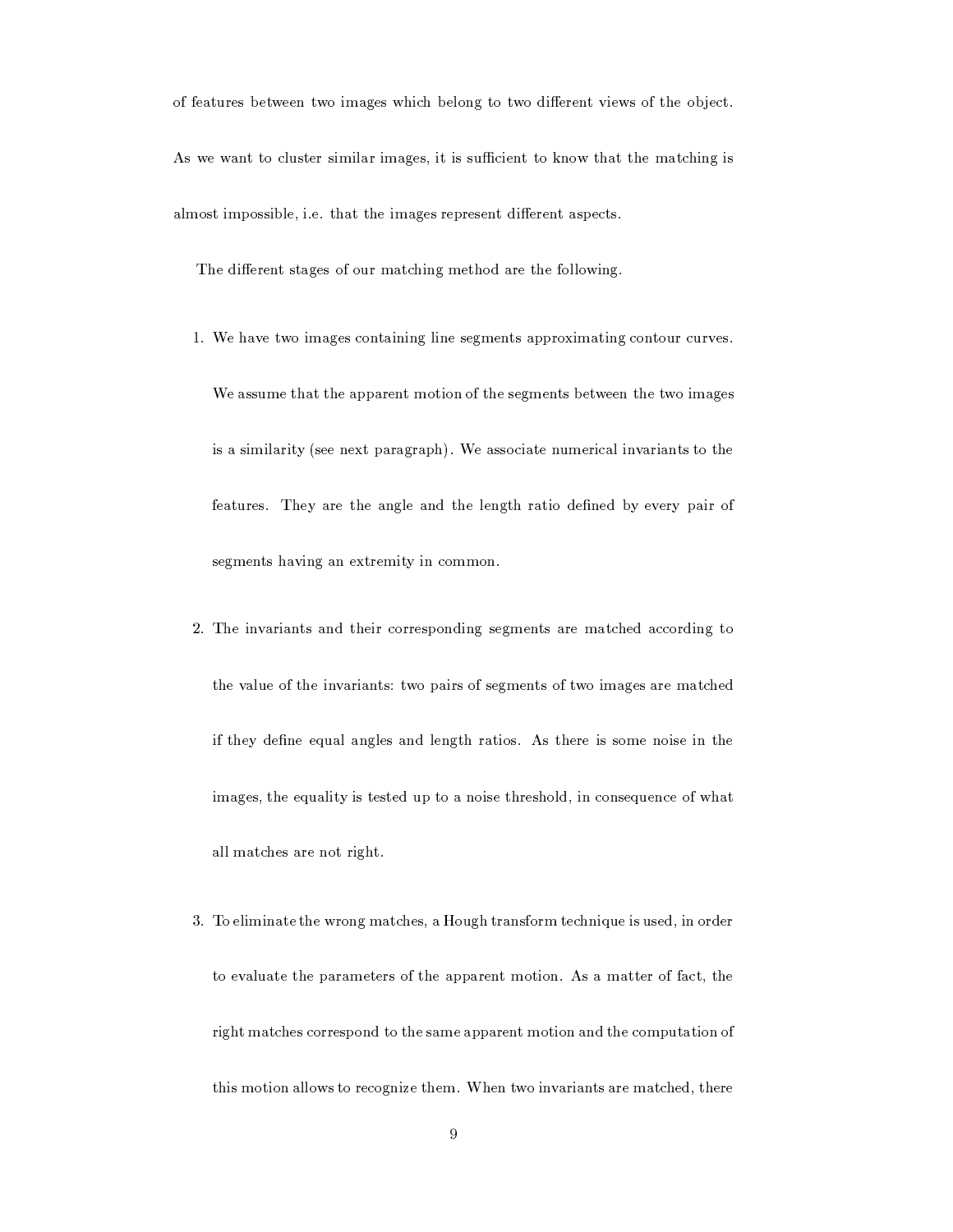of features between two images which belong to two different views of the object. As we want to cluster similar images, it is sufficient to know that the matching is almost impossible, i.e. that the images represent different aspects.

The different stages of our matching method are the following.

1. We have two images containing line segments approximating contour curves. We assume that the apparent motion of the segments between the two images is a similarity (see next paragraph). We associate numerical invariants to the features. They are the angle and the length ratio defined by every pair of segments having an extremity in common.

2. The invariants and their corresponding segments are matched according to the value of the invariants: two pairs of segments of two images are matched if they define equal angles and length ratios. As there is some noise in the images, the equality is tested up to a noise threshold, in consequence of what all matches are not right.

3. To eliminate the wrong matches, a Hough transform technique is used, in order to evaluate the parameters of the apparent motion. As a matter of fact, the right matches correspond to the same apparent motion and the computation of this motion allows to recognize them. When two invariants are matched, there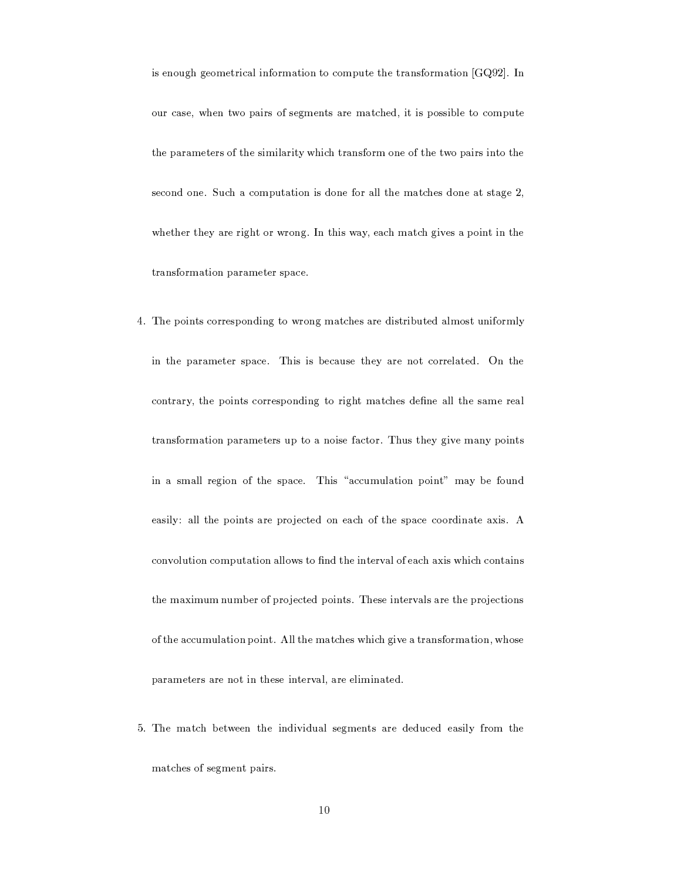is enough geometrical information to compute the transformation [GQ92]. In our case, when two pairs of segments are matched, it is possible to compute the parameters of the similarity which transform one of the two pairs into the second one. Such a computation is done for all the matches done at stage 2, whether they are right or wrong. In this way, each match gives a point in the transformation parameter space.

4. The points corresponding to wrong matches are distributed almost uniformly in the parameter space. This is because they are not correlated. On the contrary, the points corresponding to right matches define all the same real transformation parameters up to a noise factor. Thus they give many points in a small region of the space. This "accumulation point" may be found easily: all the points are projected on each of the space coordinate axis. A convolution computation allows to find the interval of each axis which contains the maximum number of projected points. These intervals are the projections of the accumulation point. All the matches which give a transformation, whose parameters are not in these interval, are eliminated.

5. The match between the individual segments are deduced easily from the matches of segment pairs.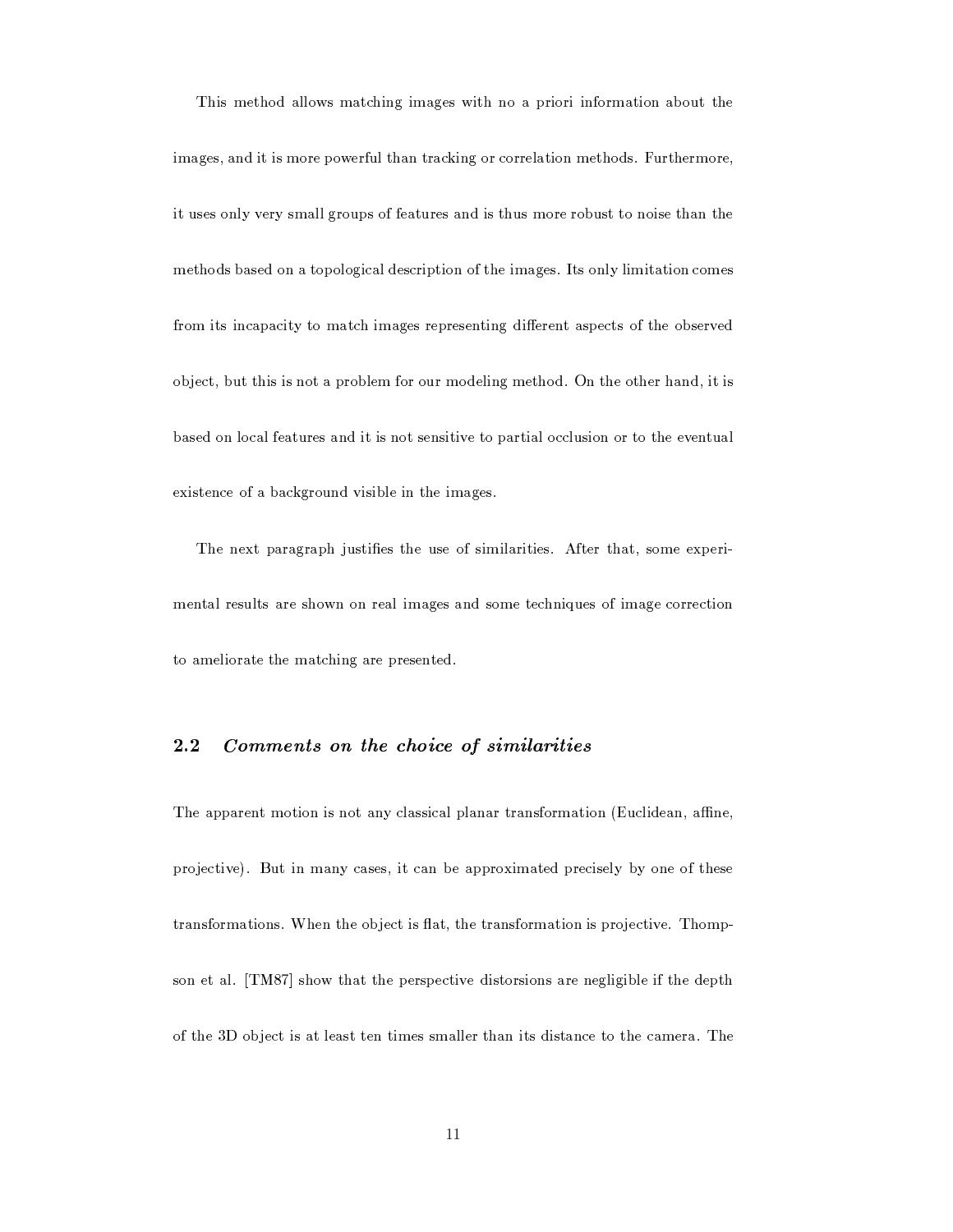This method allows matching images with no a priori information about the images, and it is more powerful than tracking or correlation methods. Furthermore, it uses only very small groups of features and is thus more robust to noise than the methods based on a topological description of the images. Its only limitation comes from its incapacity to match images representing different aspects of the observed object, but this is not a problem for our modeling method. On the other hand, it is based on local features and it is not sensitive to partial occlusion or to the eventual existence of a background visible in the images.

The next paragraph justifies the use of similarities. After that, some experimental results are shown on real images and some techniques of image correction to ameliorate the matching are presented.

## 2.2 *Comments on the choice of similarities*

The apparent motion is not any classical planar transformation (Euclidean, affine, projective). But in many cases, it can be approximated precisely by one of these transformations. When the object is flat, the transformation is projective. Thompson et al. [TM87] show that the perspective distorsions are negligible if the depth of the 3D object is at least ten times smaller than its distance to the camera. The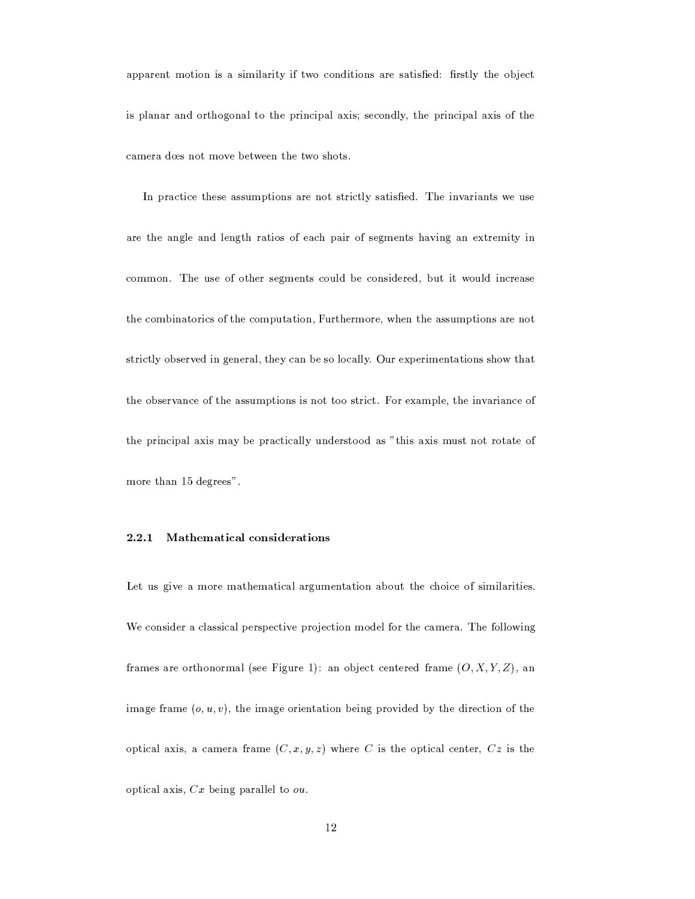apparent motion is a similarity if two conditions are satisfied: firstly the object is planar and orthogonal to the principal axis; secondly, the principal axis of the camera dœs not move between the two shots.

In practice these assumptions are not strictly satisfied. The invariants we use are the angle and length ratios of each pair of segments having an extremity in common. The use of other segments could be considered, but it would increase the combinatorics of the computation, Furthermore, when the assumptions are not strictly observed in general, they can be so locally. Our experimentations show that the observance of the assumptions is not too strict. For example, the invariance of the principal axis may be practically understood as "this axis must not rotate of more than 15 degrees".

### 2.2.1 Mathematical considerations

Let us give a more mathematical argumentation about the choice of similarities. We consider a classical perspective projection model for the camera. The following frames are orthonormal (see Figure 1): an object centered frame $(O, X, Y, Z)$, an image frame $(o, u, v)$, the image orientation being provided by the direction of the optical axis, a camera frame $(C, x, y, z)$ where $C$ is the optical center, $Cz$ is the optical axis, $Cx$ being parallel to $ou$.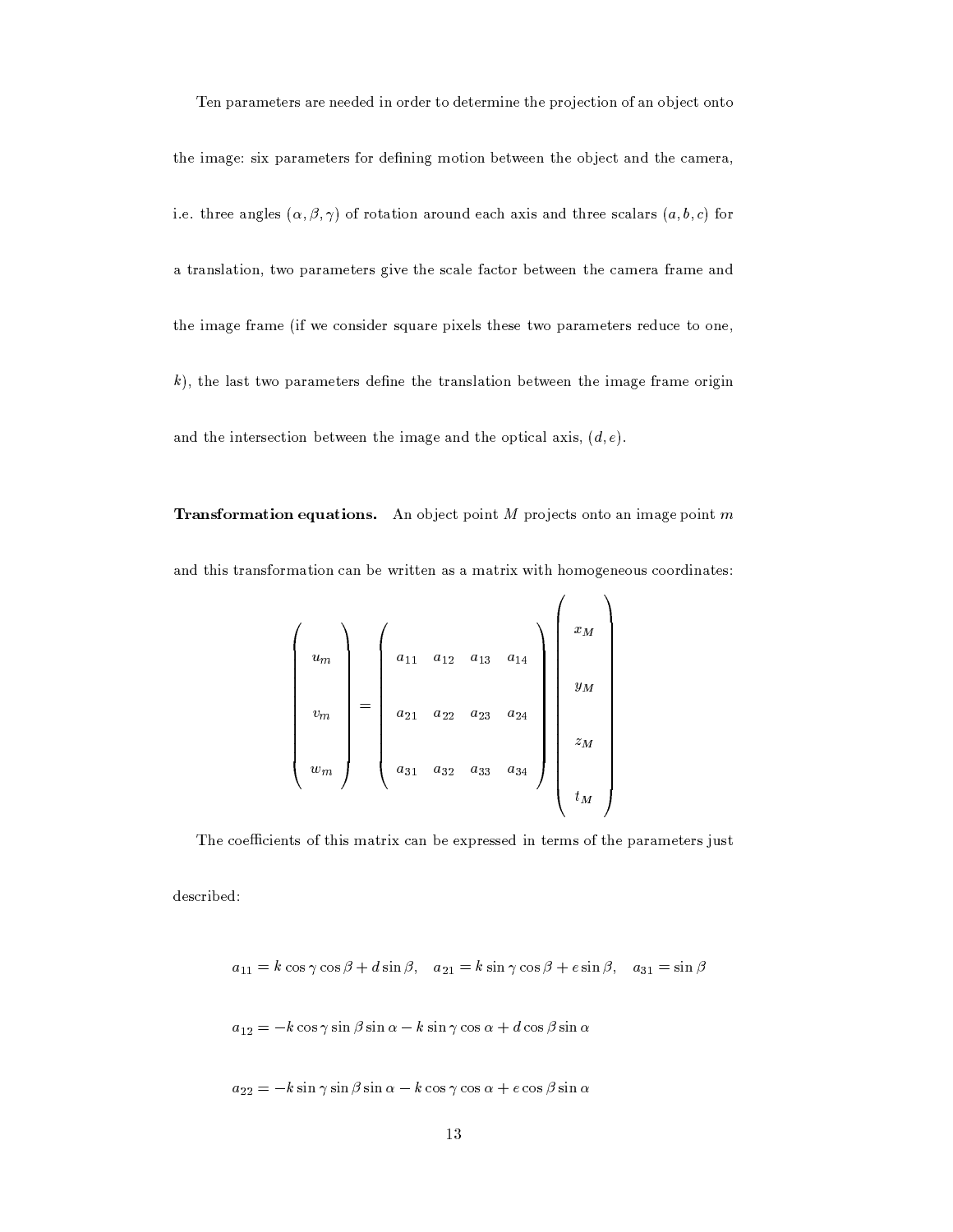Ten parameters are needed in order to determine the projection of an object onto the image: six parameters for defining motion between the object and the camera, i.e. three angles $(\alpha, \beta, \gamma)$ of rotation around each axis and three scalars $(a, b, c)$ for a translation, two parameters give the scale factor between the camera frame and the image frame (if we consider square pixels these two parameters reduce to one, $k$), the last two parameters define the translation between the image frame origin and the intersection between the image and the optical axis, $(d, e)$.

**Transformation equations.** An object point $M$ projects onto an image point $m$ and this transformation can be written as a matrix with homogeneous coordinates:

$$
\begin{pmatrix} u_m \\ v_m \\ w_m \end{pmatrix} = \begin{pmatrix} a_{11} & a_{12} & a_{13} & a_{14} \\ a_{21} & a_{22} & a_{23} & a_{24} \\ a_{31} & a_{32} & a_{33} & a_{34} \end{pmatrix} \begin{pmatrix} x_M \\ y_M \\ z_M \\ t_M \end{pmatrix}
$$

The coefficients of this matrix can be expressed in terms of the parameters just described:

$$
a_{11} = k \cos\gamma \cos\beta + d \sin\beta, \quad a_{21} = k \sin\gamma \cos\beta + e \sin\beta, \quad a_{31} = \sin\beta
$$

$$
a_{12} = -k \cos\gamma \sin\beta \sin\alpha - k \sin\gamma \cos\alpha + d \cos\beta \sin\alpha
$$

$$
a_{22} = -k \sin\gamma \sin\beta \sin\alpha - k \cos\gamma \cos\alpha + e \cos\beta \sin\alpha
$$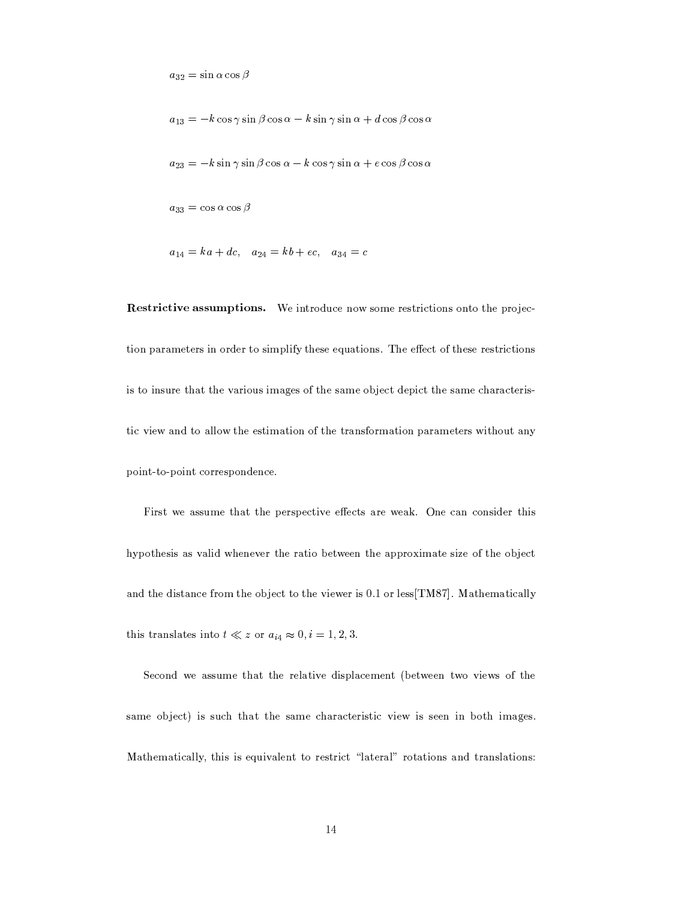$$a_{32} = \sin\alpha\cos\beta$$

$$a_{13} = -k\cos\gamma\sin\beta\cos\alpha - k\sin\gamma\sin\alpha + d\cos\beta\cos\alpha$$

$$a_{23} = -k\sin\gamma\sin\beta\cos\alpha - k\cos\gamma\sin\alpha + e\cos\beta\cos\alpha$$

$$a_{33} = \cos\alpha\cos\beta$$

$$a_{14} = ka + dc, \quad a_{24} = kb + ec, \quad a_{34} = c$$

**Restrictive assumptions.** We introduce now some restrictions onto the projection parameters in order to simplify these equations. The effect of these restrictions is to insure that the various images of the same object depict the same characteristic view and to allow the estimation of the transformation parameters without any point-to-point correspondence.

First we assume that the perspective effects are weak. One can consider this hypothesis as valid whenever the ratio between the approximate size of the object and the distance from the object to the viewer is 0.1 or less[TM87]. Mathematically this translates into $t \ll z$ or $a_{i4} \approx 0, i = 1, 2, 3$.

Second we assume that the relative displacement (between two views of the same object) is such that the same characteristic view is seen in both images. Mathematically, this is equivalent to restrict "lateral" rotations and translations: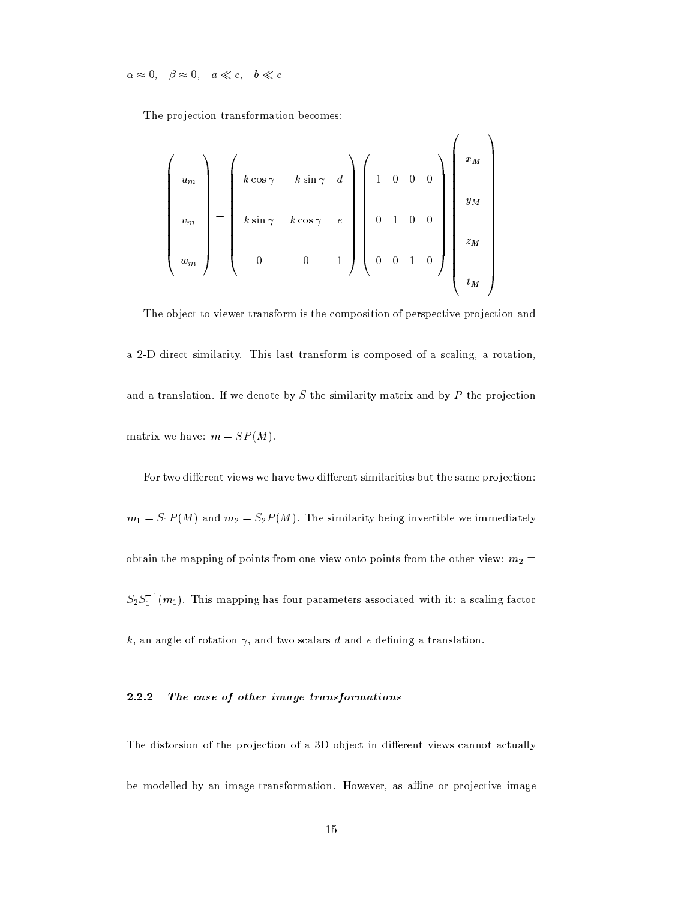$\alpha \approx 0, \quad \beta \approx 0, \quad a \ll c, \quad b \ll c$

The projection transformation becomes:

$$
\begin{pmatrix} u_m \\ v_m \\ w_m \end{pmatrix} = \begin{pmatrix} k\cos\gamma & -k\sin\gamma & d \\ k\sin\gamma & k\cos\gamma & e \\ 0 & 0 & 1 \end{pmatrix} \begin{pmatrix} 1 & 0 & 0 & 0 \\ 0 & 1 & 0 & 0 \\ 0 & 0 & 1 & 0 \end{pmatrix} \begin{pmatrix} x_M \\ y_M \\ z_M \\ t_M \end{pmatrix}
$$

The object to viewer transform is the composition of perspective projection and a 2-D direct similarity. This last transform is composed of a scaling, a rotation, and a translation. If we denote by $S$ the similarity matrix and by $P$ the projection matrix we have: $m = SP(M)$.

For two different views we have two different similarities but the same projection: $m_1 = S_1 P(M)$ and $m_2 = S_2 P(M)$. The similarity being invertible we immediately obtain the mapping of points from one view onto points from the other view: $m_2 = S_2 S_1^{-1}(m_1)$. This mapping has four parameters associated with it: a scaling factor $k$, an angle of rotation $\gamma$, and two scalars $d$ and $e$ defining a translation.

### 2.2.2 *The case of other image transformations*

The distorsion of the projection of a 3D object in different views cannot actually be modelled by an image transformation. However, as affine or projective image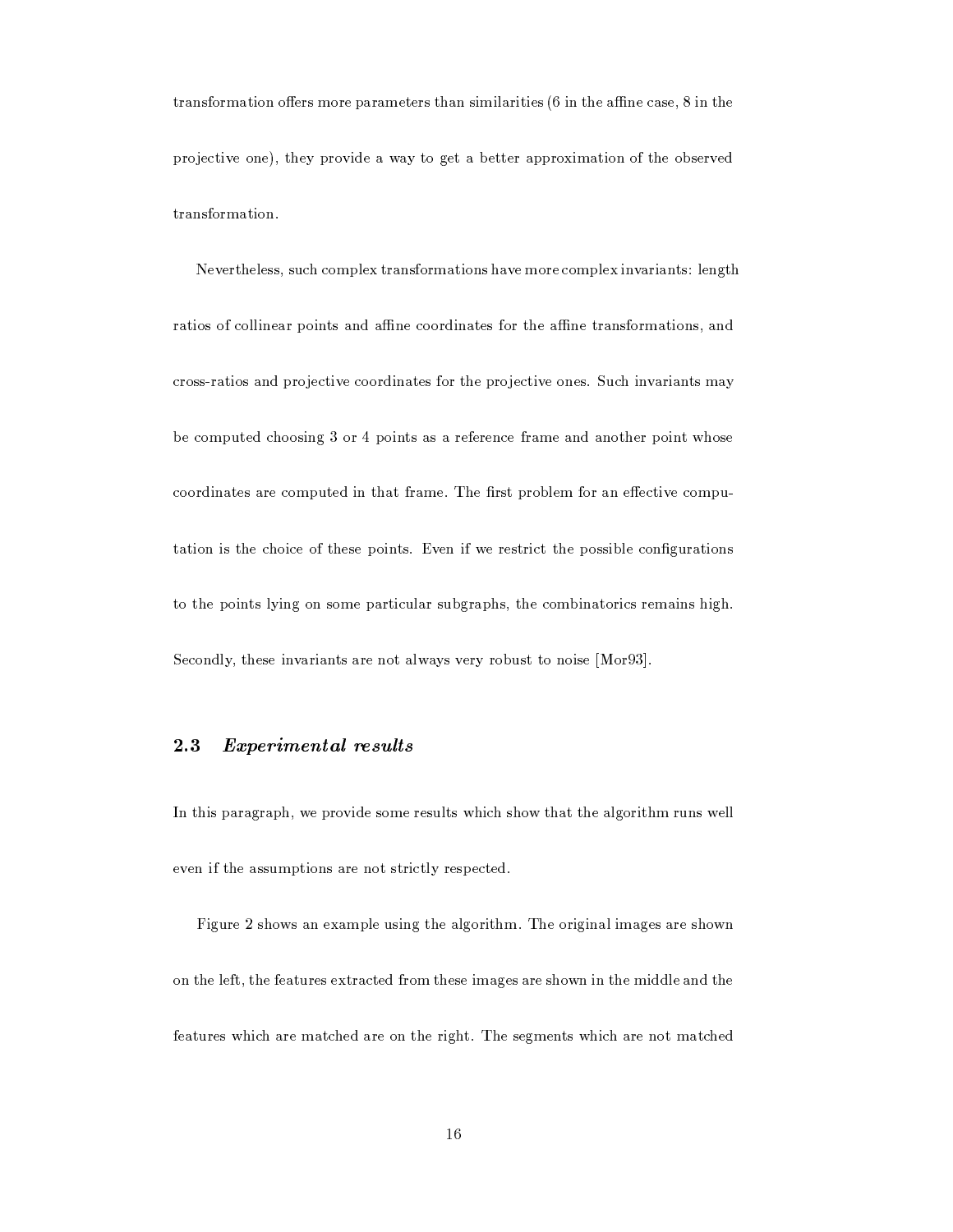transformation offers more parameters than similarities (6 in the affine case, 8 in the projective one), they provide a way to get a better approximation of the observed transformation.

Nevertheless, such complex transformations have more complex invariants: length ratios of collinear points and affine coordinates for the affine transformations, and cross-ratios and projective coordinates for the projective ones. Such invariants may be computed choosing 3 or 4 points as a reference frame and another point whose coordinates are computed in that frame. The first problem for an effective computation is the choice of these points. Even if we restrict the possible configurations to the points lying on some particular subgraphs, the combinatorics remains high. Secondly, these invariants are not always very robust to noise [Mor93].

### 2.3 *Experimental results*

In this paragraph, we provide some results which show that the algorithm runs well even if the assumptions are not strictly respected.

Figure 2 shows an example using the algorithm. The original images are shown on the left, the features extracted from these images are shown in the middle and the features which are matched are on the right. The segments which are not matched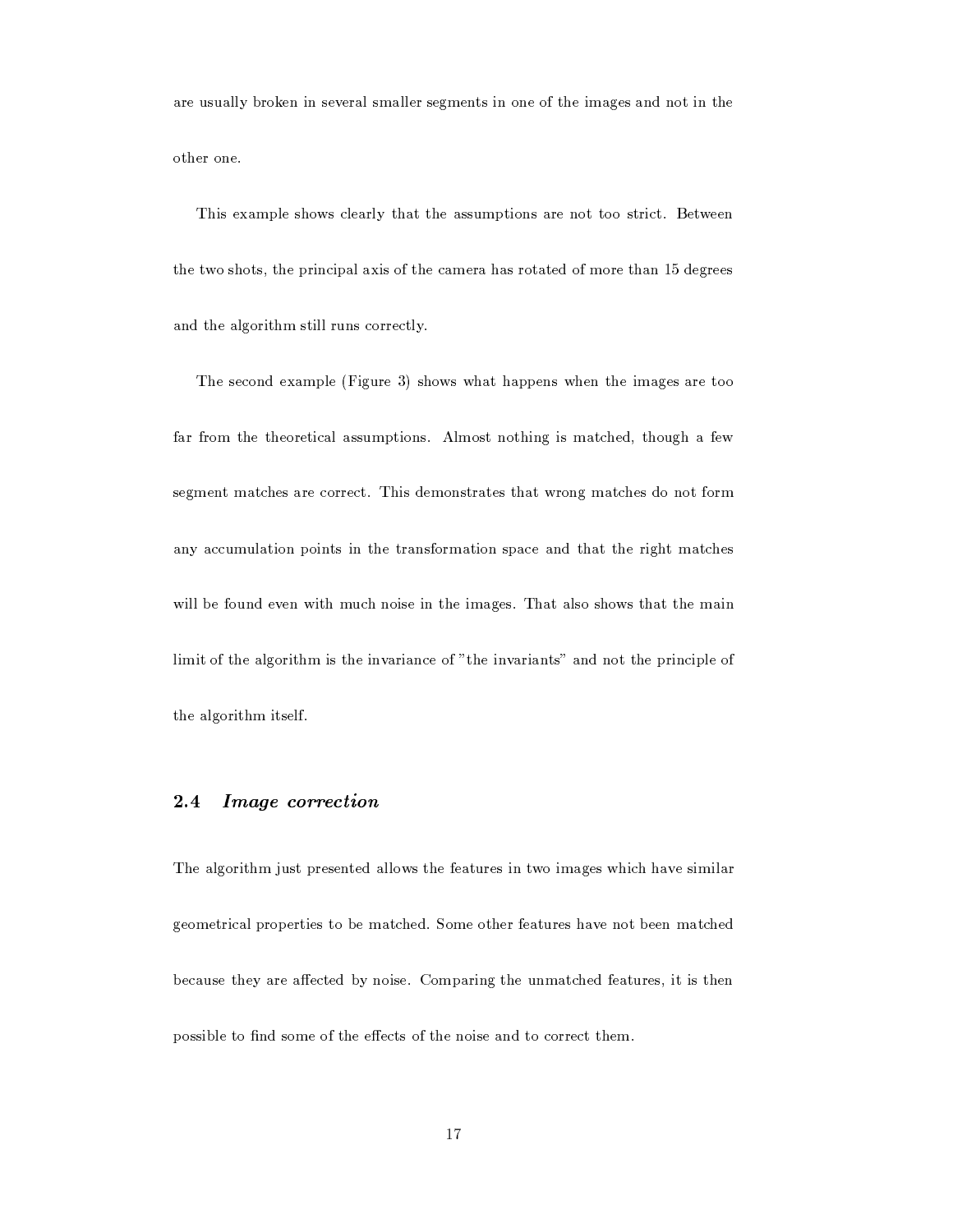are usually broken in several smaller segments in one of the images and not in the other one.

This example shows clearly that the assumptions are not too strict. Between the two shots, the principal axis of the camera has rotated of more than 15 degrees and the algorithm still runs correctly.

The second example (Figure 3) shows what happens when the images are too far from the theoretical assumptions. Almost nothing is matched, though a few segment matches are correct. This demonstrates that wrong matches do not form any accumulation points in the transformation space and that the right matches will be found even with much noise in the images. That also shows that the main limit of the algorithm is the invariance of "the invariants" and not the principle of the algorithm itself.

### 2.4 *Image correction*

The algorithm just presented allows the features in two images which have similar geometrical properties to be matched. Some other features have not been matched because they are affected by noise. Comparing the unmatched features, it is then possible to find some of the effects of the noise and to correct them.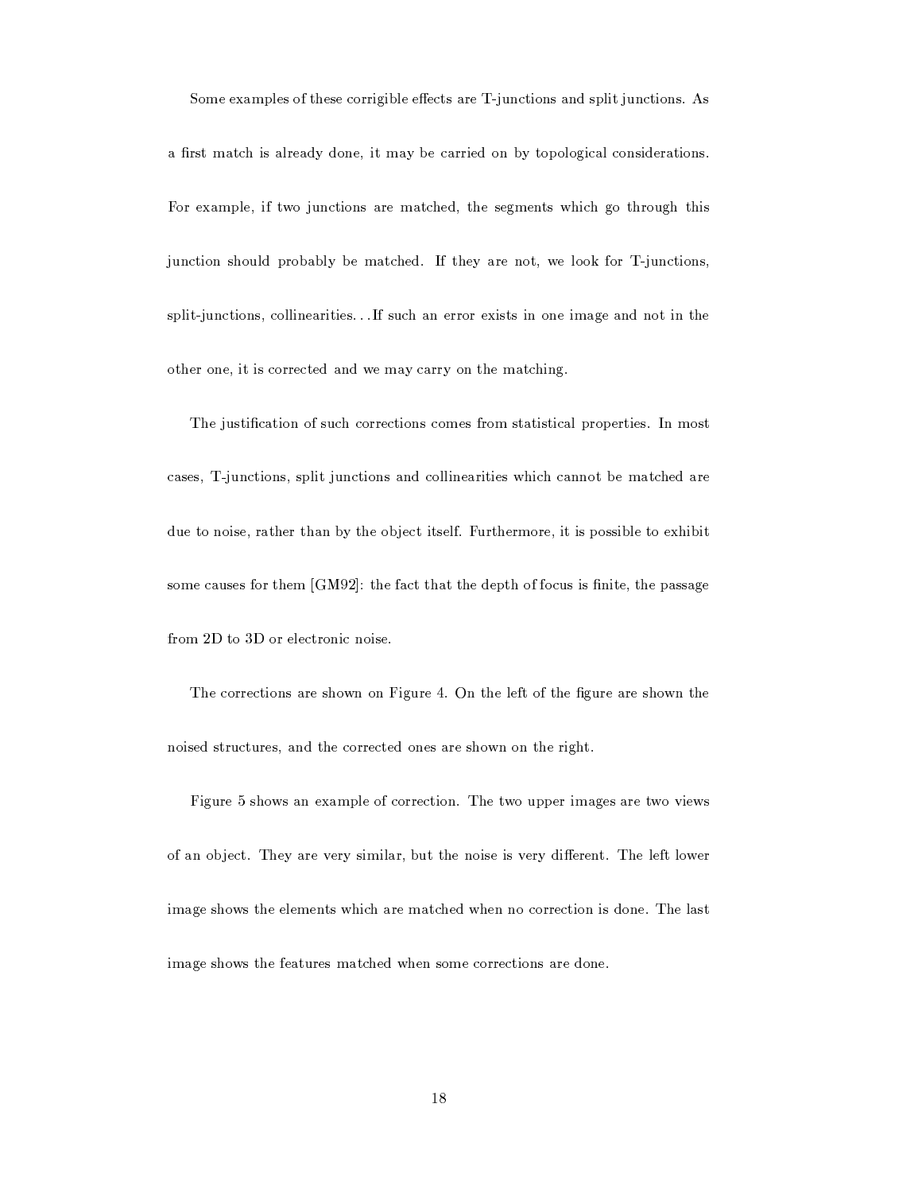Some examples of these corrigible effects are T-junctions and split junctions. As a first match is already done, it may be carried on by topological considerations. For example, if two junctions are matched, the segments which go through this junction should probably be matched. If they are not, we look for T-junctions, split-junctions, collinearities...If such an error exists in one image and not in the other one, it is corrected and we may carry on the matching.

The justification of such corrections comes from statistical properties. In most cases, T-junctions, split junctions and collinearities which cannot be matched are due to noise, rather than by the object itself. Furthermore, it is possible to exhibit some causes for them [GM92]: the fact that the depth of focus is finite, the passage from 2D to 3D or electronic noise.

The corrections are shown on Figure 4. On the left of the figure are shown the noised structures, and the corrected ones are shown on the right.

Figure 5 shows an example of correction. The two upper images are two views of an object. They are very similar, but the noise is very different. The left lower image shows the elements which are matched when no correction is done. The last image shows the features matched when some corrections are done.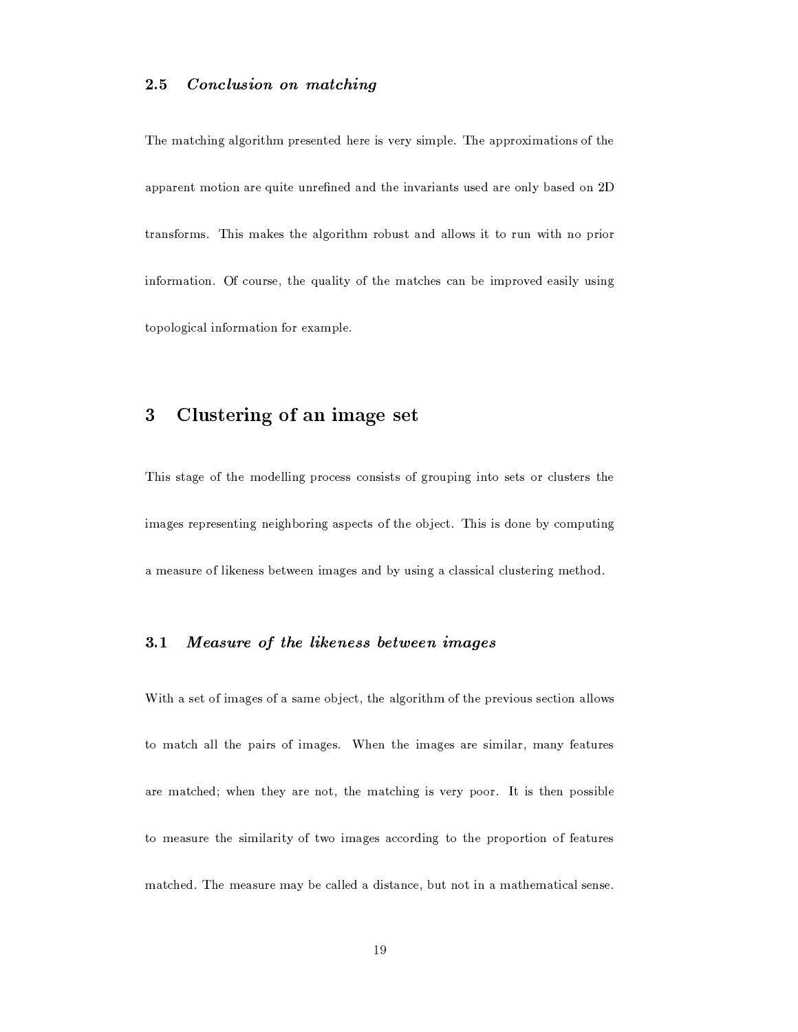### 2.5 *Conclusion on matching*

The matching algorithm presented here is very simple. The approximations of the apparent motion are quite unrefined and the invariants used are only based on 2D transforms. This makes the algorithm robust and allows it to run with no prior information. Of course, the quality of the matches can be improved easily using topological information for example.

## 3 Clustering of an image set

This stage of the modelling process consists of grouping into sets or clusters the images representing neighboring aspects of the object. This is done by computing a measure of likeness between images and by using a classical clustering method.

### 3.1 *Measure of the likeness between images*

With a set of images of a same object, the algorithm of the previous section allows to match all the pairs of images. When the images are similar, many features are matched; when they are not, the matching is very poor. It is then possible to measure the similarity of two images according to the proportion of features matched. The measure may be called a distance, but not in a mathematical sense.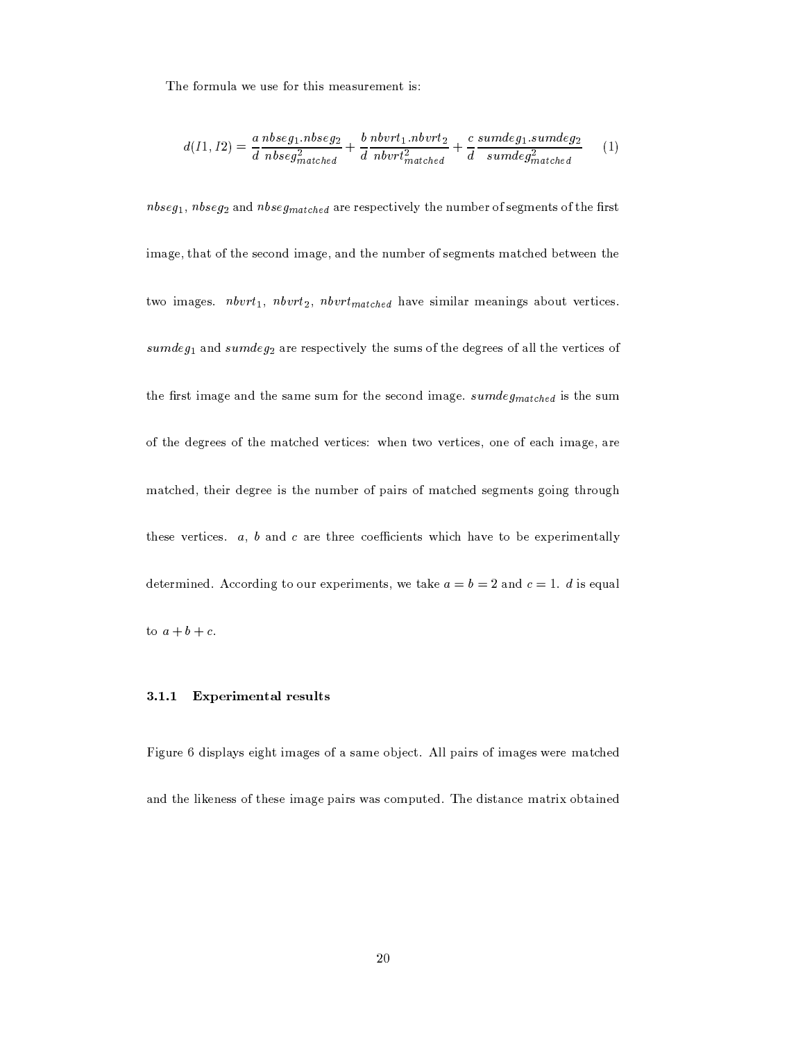The formula we use for this measurement is:

$$d(I1, I2) = \frac{a}{d} \frac{nbseg_1 . nbseg_2}{nbseg_{matched}^2} + \frac{b}{d} \frac{nbvrt_1 . nbvrt_2}{nbvrt_{matched}^2} + \frac{c}{d} \frac{sumdeg_1 . sumdeg_2}{sumdeg_{matched}^2} \quad (1)$$

$nbseg_1$, $nbseg_2$ and $nbseg_{matched}$ are respectively the number of segments of the first image, that of the second image, and the number of segments matched between the two images. $nbvrt_1$, $nbvrt_2$, $nbvrt_{matched}$ have similar meanings about vertices. $sumdeg_1$ and $sumdeg_2$ are respectively the sums of the degrees of all the vertices of the first image and the same sum for the second image. $sumdeg_{matched}$ is the sum of the degrees of the matched vertices: when two vertices, one of each image, are matched, their degree is the number of pairs of matched segments going through these vertices. $a$, $b$ and $c$ are three coefficients which have to be experimentally determined. According to our experiments, we take $a = b = 2$ and $c = 1$. $d$ is equal to $a + b + c$.

#### 3.1.1 Experimental results

Figure 6 displays eight images of a same object. All pairs of images were matched and the likeness of these image pairs was computed. The distance matrix obtained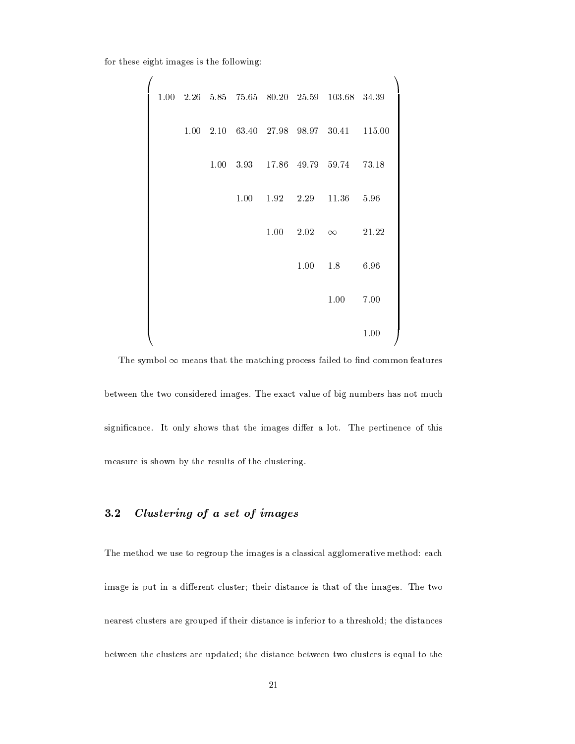for these eight images is the following:

$$
\begin{pmatrix}
1.00 & 2.26 & 5.85 & 75.65 & 80.20 & 25.59 & 103.68 & 34.39 \\
 & 1.00 & 2.10 & 63.40 & 27.98 & 98.97 & 30.41 & 115.00 \\
 & & 1.00 & 3.93 & 17.86 & 49.79 & 59.74 & 73.18 \\
 & & & 1.00 & 1.92 & 2.29 & 11.36 & 5.96 \\
 & & & & 1.00 & 2.02 & \infty & 21.22 \\
 & & & & & 1.00 & 1.8 & 6.96 \\
 & & & & & & 1.00 & 7.00 \\
 & & & & & & & 1.00
\end{pmatrix}
$$

The symbol $\infty$ means that the matching process failed to find common features between the two considered images. The exact value of big numbers has not much significance. It only shows that the images differ a lot. The pertinence of this measure is shown by the results of the clustering.

## 3.2 *Clustering of a set of images*

The method we use to regroup the images is a classical agglomerative method: each image is put in a different cluster; their distance is that of the images. The two nearest clusters are grouped if their distance is inferior to a threshold; the distances between the clusters are updated; the distance between two clusters is equal to the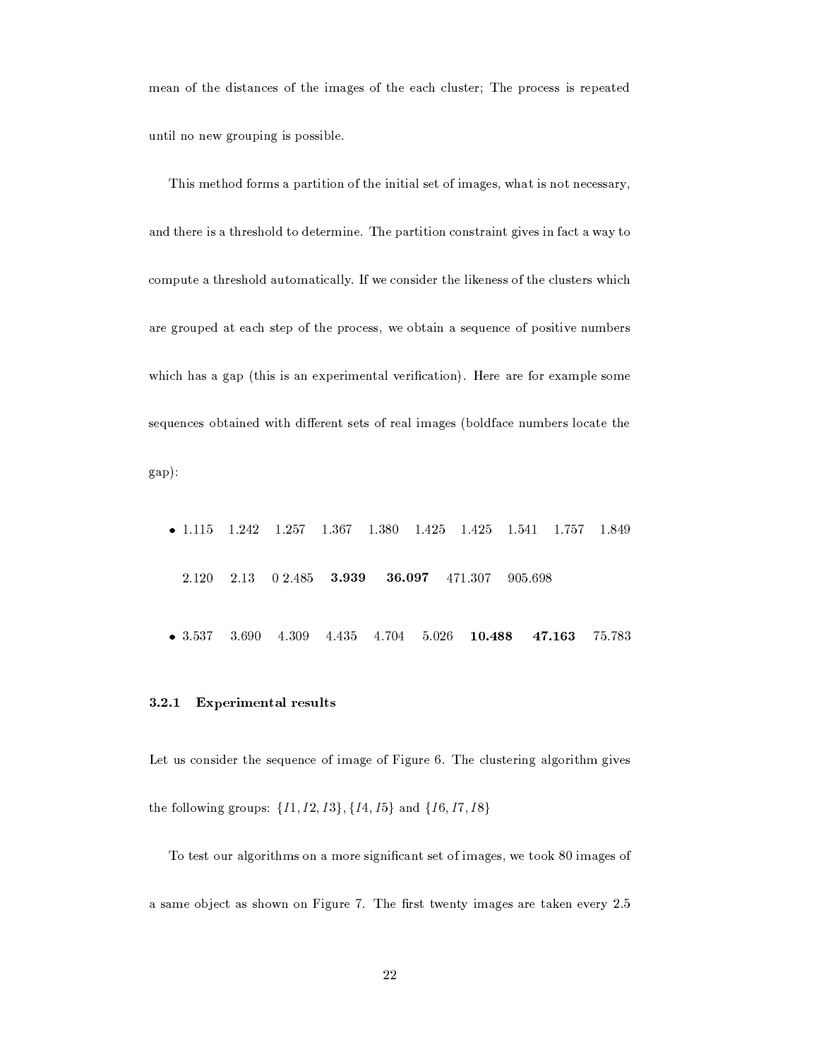mean of the distances of the images of the each cluster; The process is repeated until no new grouping is possible.

This method forms a partition of the initial set of images, what is not necessary, and there is a threshold to determine. The partition constraint gives in fact a way to compute a threshold automatically. If we consider the likeness of the clusters which are grouped at each step of the process, we obtain a sequence of positive numbers which has a gap (this is an experimental verification). Here are for example some sequences obtained with different sets of real images (boldface numbers locate the gap):

- 1.115 1.242 1.257 1.367 1.380 1.425 1.425 1.541 1.757 1.849 2.120 2.13 0 2.485 **3.939** **36.097** 471.307 905.698
- 3.537 3.690 4.309 4.435 4.704 5.026 **10.488** **47.163** 75.783

### 3.2.1 Experimental results

Let us consider the sequence of image of Figure 6. The clustering algorithm gives the following groups: $\{I1, I2, I3\}, \{I4, I5\}$ and $\{I6, I7, I8\}$

To test our algorithms on a more significant set of images, we took 80 images of a same object as shown on Figure 7. The first twenty images are taken every 2.5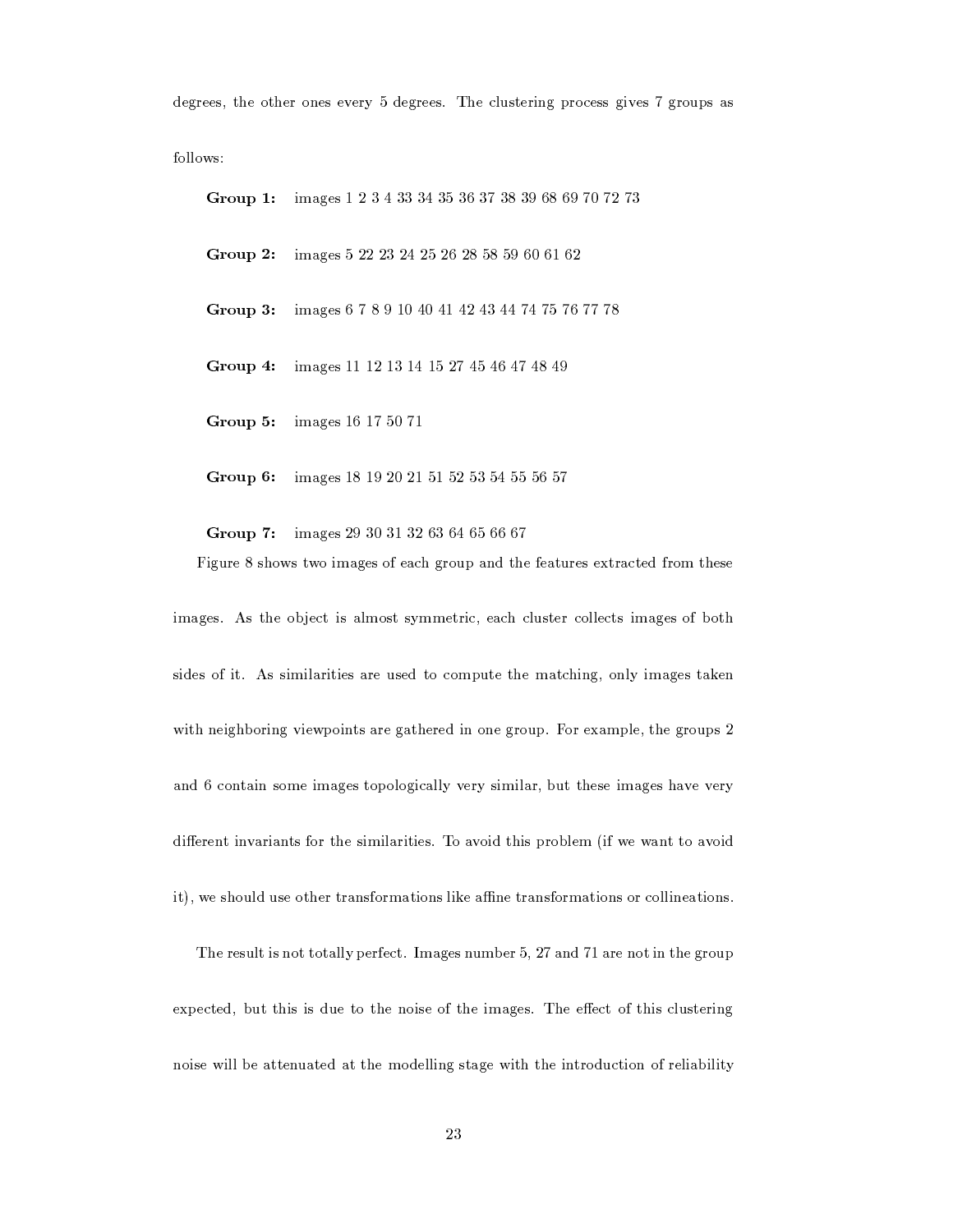degrees, the other ones every 5 degrees. The clustering process gives 7 groups as follows:

**Group 1:** images 1 2 3 4 33 34 35 36 37 38 39 68 69 70 72 73

**Group 2:** images 5 22 23 24 25 26 28 58 59 60 61 62

**Group 3:** images 6 7 8 9 10 40 41 42 43 44 74 75 76 77 78

**Group 4:** images 11 12 13 14 15 27 45 46 47 48 49

**Group 5:** images 16 17 50 71

**Group 6:** images 18 19 20 21 51 52 53 54 55 56 57

**Group 7:** images 29 30 31 32 63 64 65 66 67

Figure 8 shows two images of each group and the features extracted from these images. As the object is almost symmetric, each cluster collects images of both sides of it. As similarities are used to compute the matching, only images taken with neighboring viewpoints are gathered in one group. For example, the groups 2 and 6 contain some images topologically very similar, but these images have very different invariants for the similarities. To avoid this problem (if we want to avoid it), we should use other transformations like affine transformations or collineations.

The result is not totally perfect. Images number 5, 27 and 71 are not in the group expected, but this is due to the noise of the images. The effect of this clustering noise will be attenuated at the modelling stage with the introduction of reliability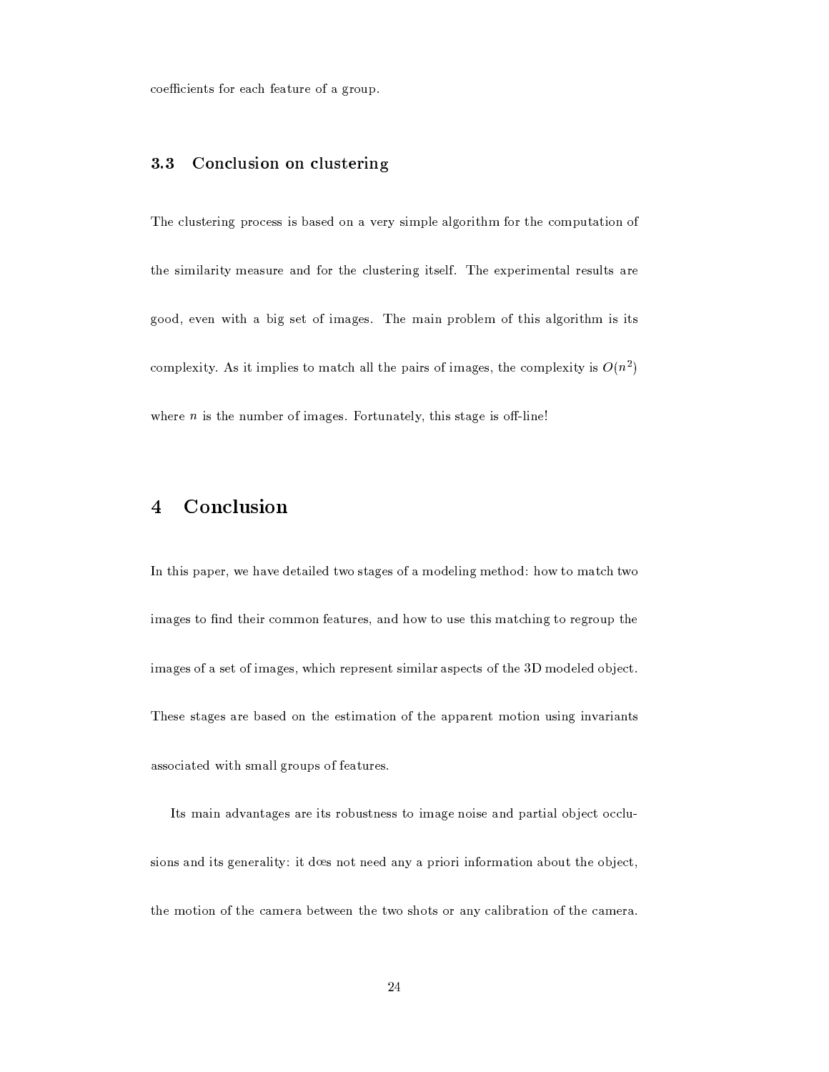coefficients for each feature of a group.

### 3.3 Conclusion on clustering

The clustering process is based on a very simple algorithm for the computation of the similarity measure and for the clustering itself. The experimental results are good, even with a big set of images. The main problem of this algorithm is its complexity. As it implies to match all the pairs of images, the complexity is $O(n^2)$ where $n$ is the number of images. Fortunately, this stage is off-line!

## 4 Conclusion

In this paper, we have detailed two stages of a modeling method: how to match two images to find their common features, and how to use this matching to regroup the images of a set of images, which represent similar aspects of the 3D modeled object. These stages are based on the estimation of the apparent motion using invariants associated with small groups of features.

Its main advantages are its robustness to image noise and partial object occlusions and its generality: it dœs not need any a priori information about the object, the motion of the camera between the two shots or any calibration of the camera.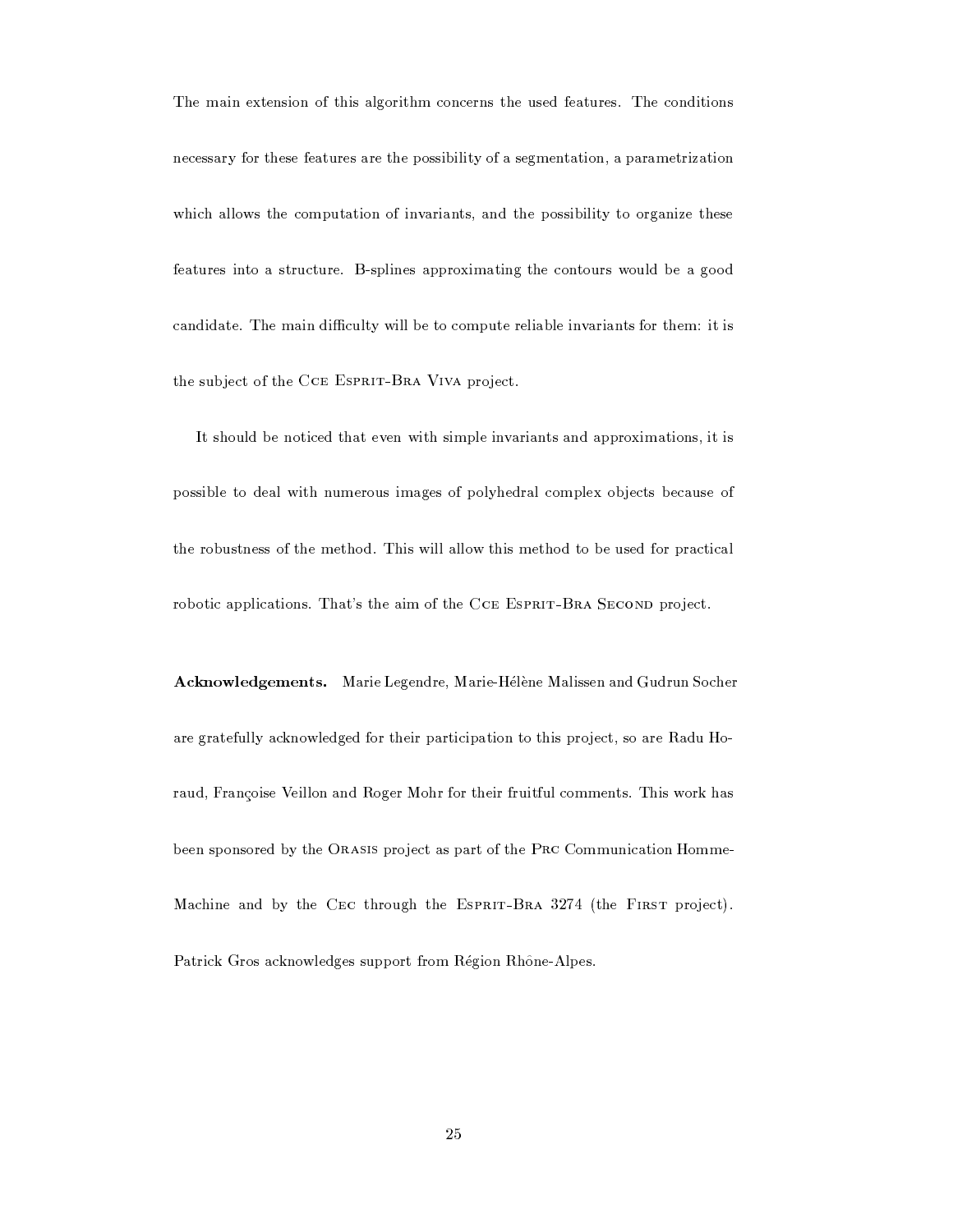The main extension of this algorithm concerns the used features. The conditions necessary for these features are the possibility of a segmentation, a parametrization which allows the computation of invariants, and the possibility to organize these features into a structure. B-splines approximating the contours would be a good candidate. The main difficulty will be to compute reliable invariants for them: it is the subject of the Cce Esprit-Bra Viva project.

It should be noticed that even with simple invariants and approximations, it is possible to deal with numerous images of polyhedral complex objects because of the robustness of the method. This will allow this method to be used for practical robotic applications. That's the aim of the Cce Esprit-Bra Second project.

**Acknowledgements.** Marie Legendre, Marie-Hélène Malissen and Gudrun Socher are gratefully acknowledged for their participation to this project, so are Radu Horaud, Françoise Veillon and Roger Mohr for their fruitful comments. This work has been sponsored by the Orasis project as part of the Prc Communication Homme-Machine and by the Cec through the Esprit-Bra 3274 (the First project). Patrick Gros acknowledges support from Région Rhône-Alpes.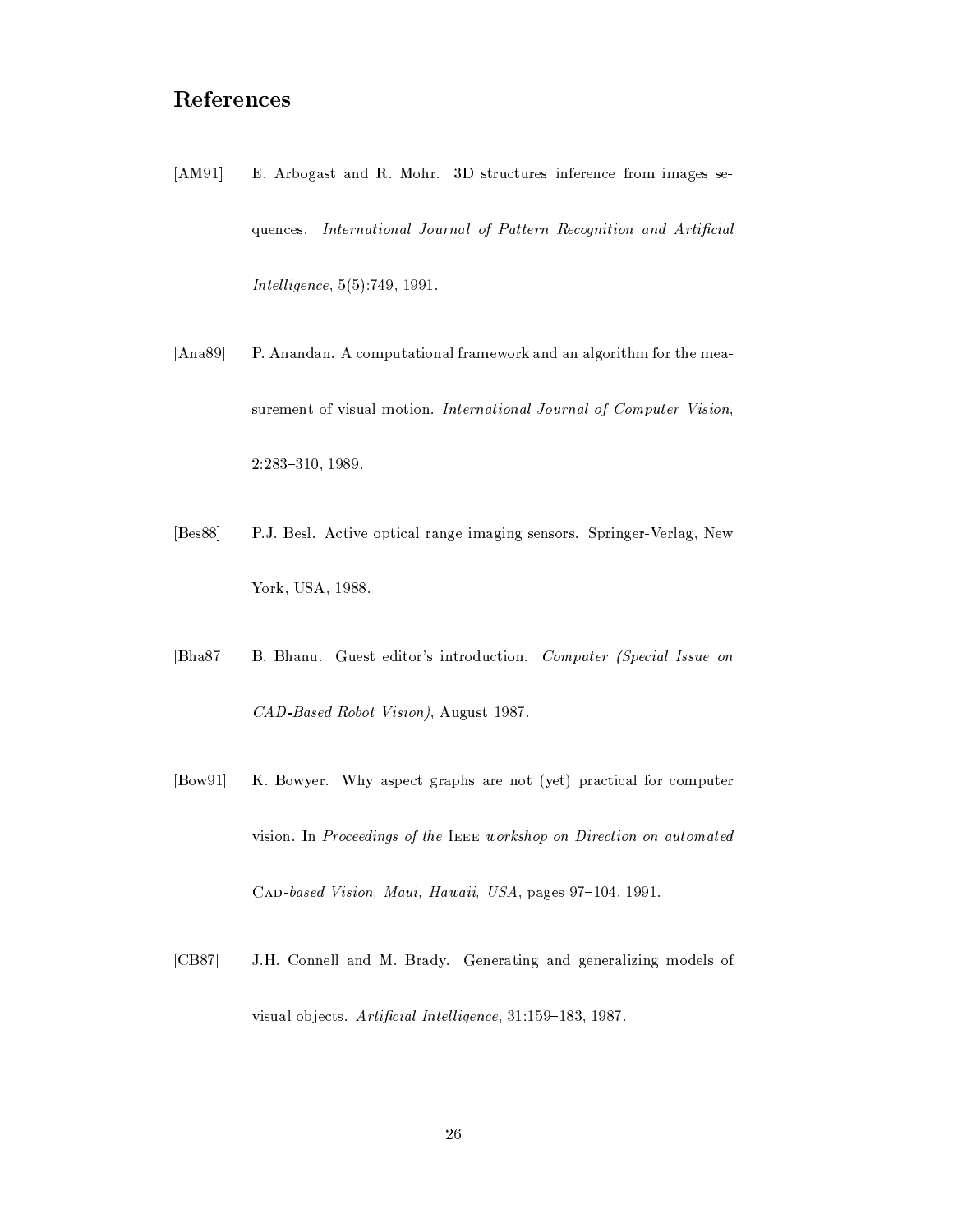# References

[AM91] E. Arbogast and R. Mohr. 3D structures inference from images sequences. *International Journal of Pattern Recognition and Artificial Intelligence*, 5(5):749, 1991.

[Ana89] P. Anandan. A computational framework and an algorithm for the measurement of visual motion. *International Journal of Computer Vision*, 2:283–310, 1989.

[Bes88] P.J. Besl. Active optical range imaging sensors. Springer-Verlag, New York, USA, 1988.

[Bha87] B. Bhanu. Guest editor's introduction. *Computer (Special Issue on CAD-Based Robot Vision)*, August 1987.

[Bow91] K. Bowyer. Why aspect graphs are not (yet) practical for computer vision. In *Proceedings of the IEEE workshop on Direction on automated CAD-based Vision, Maui, Hawaii, USA*, pages 97–104, 1991.

[CB87] J.H. Connell and M. Brady. Generating and generalizing models of visual objects. *Artificial Intelligence*, 31:159–183, 1987.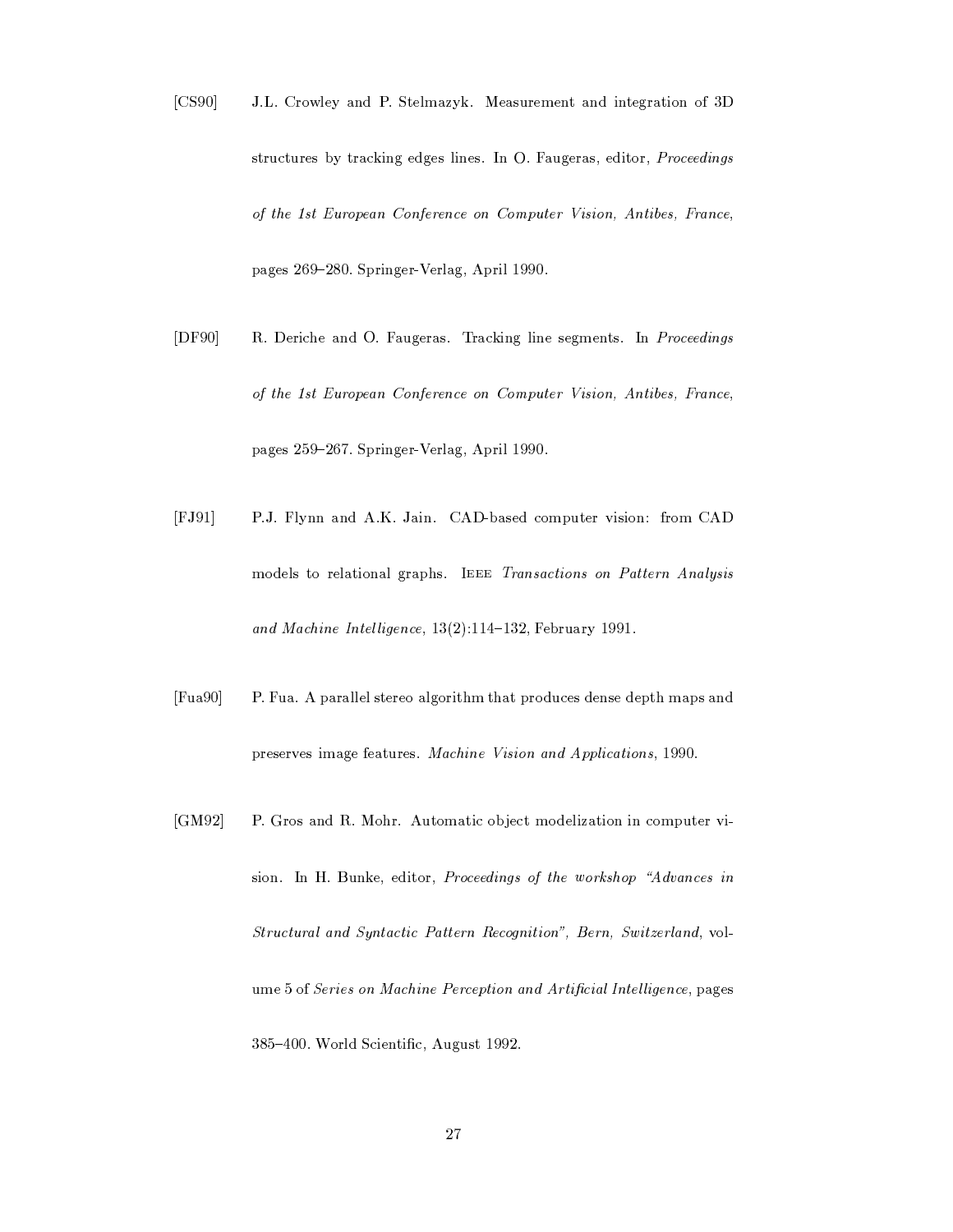[CS90] J.L. Crowley and P. Stelmazyk. Measurement and integration of 3D structures by tracking edges lines. In O. Faugeras, editor, *Proceedings of the 1st European Conference on Computer Vision, Antibes, France*, pages 269–280. Springer-Verlag, April 1990.

[DF90] R. Deriche and O. Faugeras. Tracking line segments. In *Proceedings of the 1st European Conference on Computer Vision, Antibes, France*, pages 259–267. Springer-Verlag, April 1990.

[FJ91] P.J. Flynn and A.K. Jain. CAD-based computer vision: from CAD models to relational graphs. IEEE *Transactions on Pattern Analysis and Machine Intelligence*, 13(2):114–132, February 1991.

[Fua90] P. Fua. A parallel stereo algorithm that produces dense depth maps and preserves image features. *Machine Vision and Applications*, 1990.

[GM92] P. Gros and R. Mohr. Automatic object modelization in computer vision. In H. Bunke, editor, *Proceedings of the workshop "Advances in Structural and Syntactic Pattern Recognition", Bern, Switzerland*, volume 5 of *Series on Machine Perception and Artificial Intelligence*, pages 385–400. World Scientific, August 1992.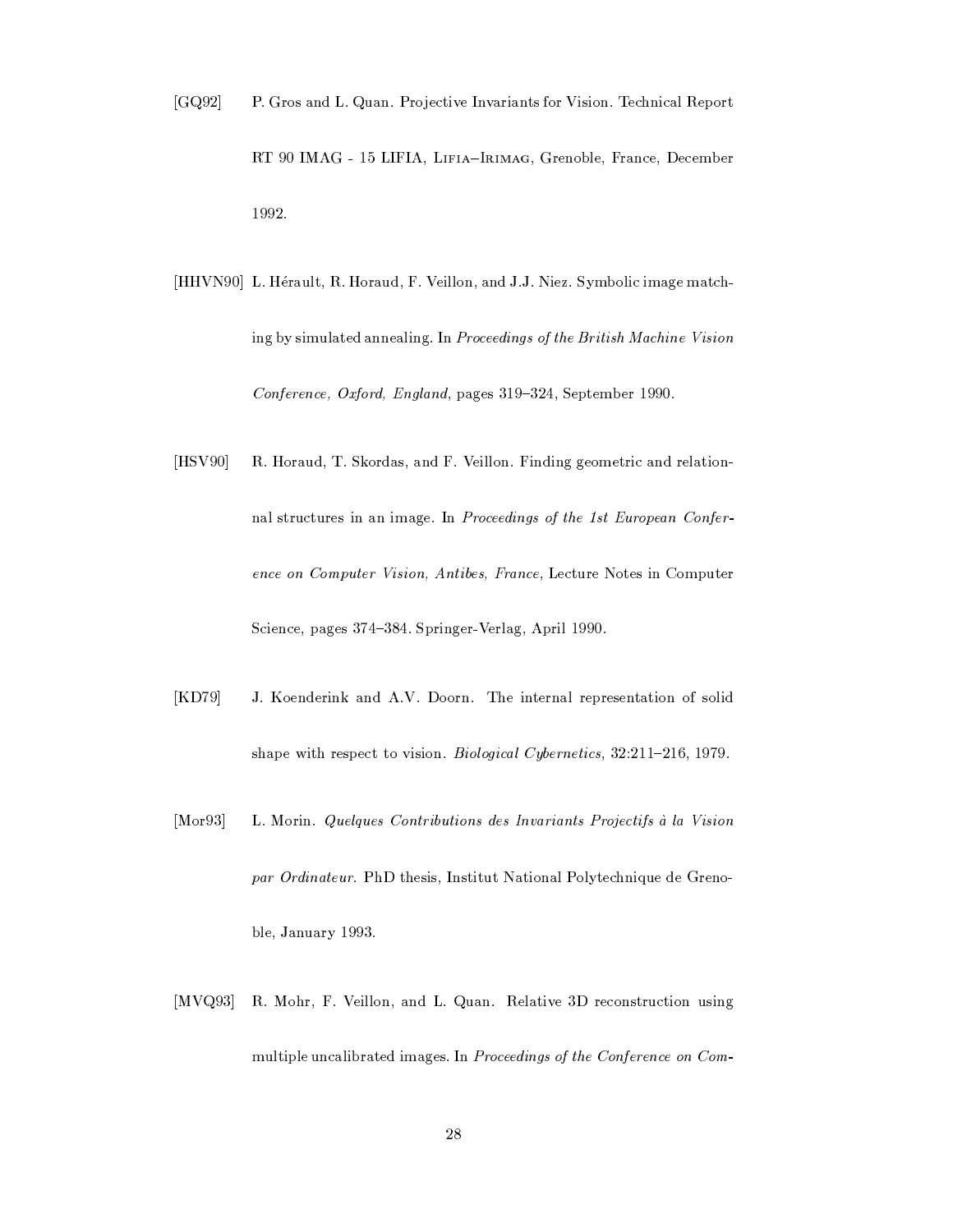[GQ92] P. Gros and L. Quan. Projective Invariants for Vision. Technical Report RT 90 IMAG - 15 LIFIA, Lifia–Irimag, Grenoble, France, December 1992.

[HHVN90] L. Hérault, R. Horaud, F. Veillon, and J.J. Niez. Symbolic image matching by simulated annealing. In *Proceedings of the British Machine Vision Conference, Oxford, England*, pages 319–324, September 1990.

[HSV90] R. Horaud, T. Skordas, and F. Veillon. Finding geometric and relationnal structures in an image. In *Proceedings of the 1st European Conference on Computer Vision, Antibes, France*, Lecture Notes in Computer Science, pages 374–384. Springer-Verlag, April 1990.

[KD79] J. Koenderink and A.V. Doorn. The internal representation of solid shape with respect to vision. *Biological Cybernetics*, 32:211–216, 1979.

[Mor93] L. Morin. *Quelques Contributions des Invariants Projectifs à la Vision par Ordinateur*. PhD thesis, Institut National Polytechnique de Grenoble, January 1993.

[MVQ93] R. Mohr, F. Veillon, and L. Quan. Relative 3D reconstruction using multiple uncalibrated images. In *Proceedings of the Conference on Com-*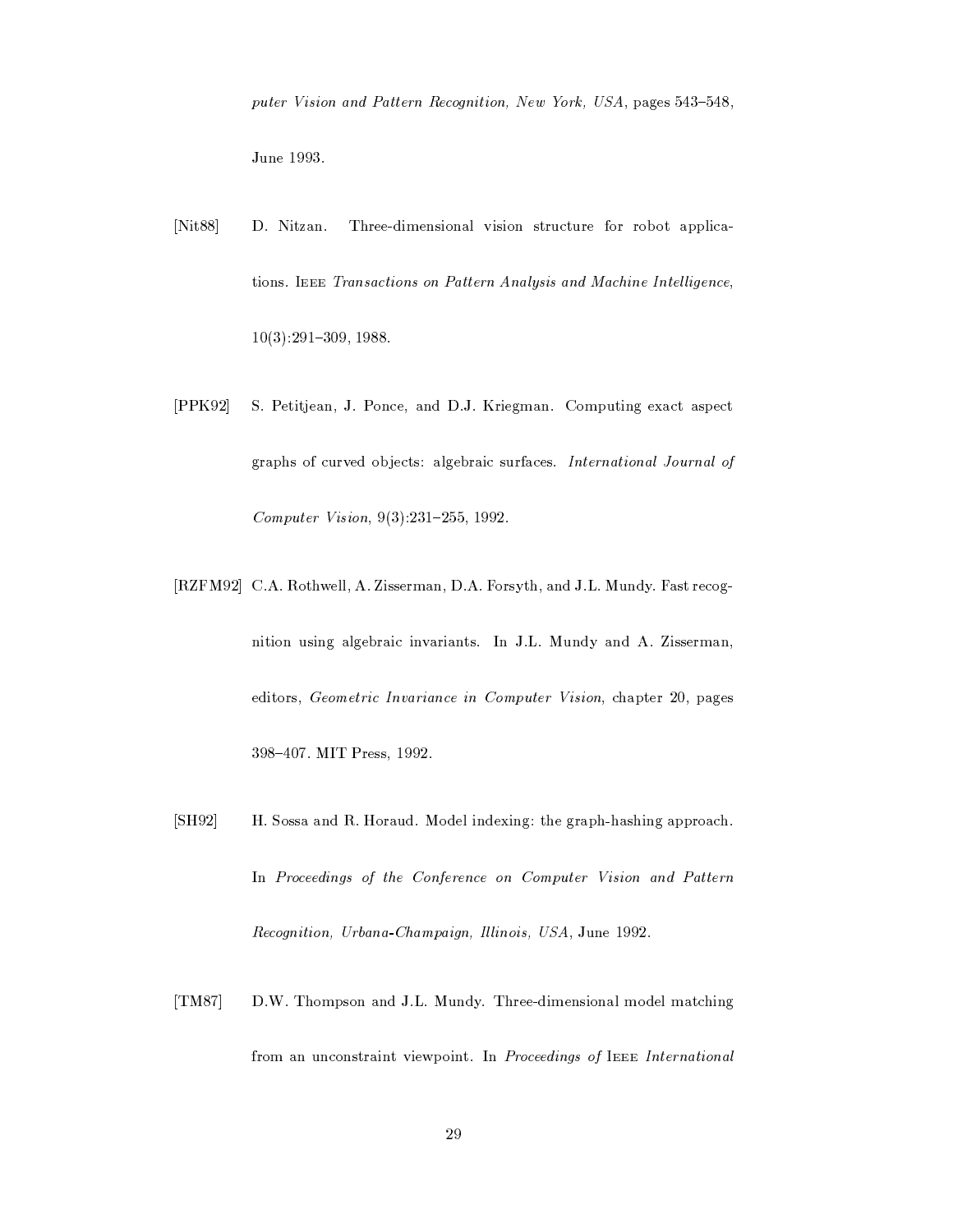*puter Vision and Pattern Recognition, New York, USA*, pages 543–548, June 1993.

[Nit88] D. Nitzan. Three-dimensional vision structure for robot applications. IEEE *Transactions on Pattern Analysis and Machine Intelligence*, 10(3):291–309, 1988.

[PPK92] S. Petitjean, J. Ponce, and D.J. Kriegman. Computing exact aspect graphs of curved objects: algebraic surfaces. *International Journal of Computer Vision*, 9(3):231–255, 1992.

[RZFM92] C.A. Rothwell, A. Zisserman, D.A. Forsyth, and J.L. Mundy. Fast recognition using algebraic invariants. In J.L. Mundy and A. Zisserman, editors, *Geometric Invariance in Computer Vision*, chapter 20, pages 398–407. MIT Press, 1992.

[SH92] H. Sossa and R. Horaud. Model indexing: the graph-hashing approach. In *Proceedings of the Conference on Computer Vision and Pattern Recognition, Urbana-Champaign, Illinois, USA*, June 1992.

[TM87] D.W. Thompson and J.L. Mundy. Three-dimensional model matching from an unconstraint viewpoint. In *Proceedings of* IEEE *International*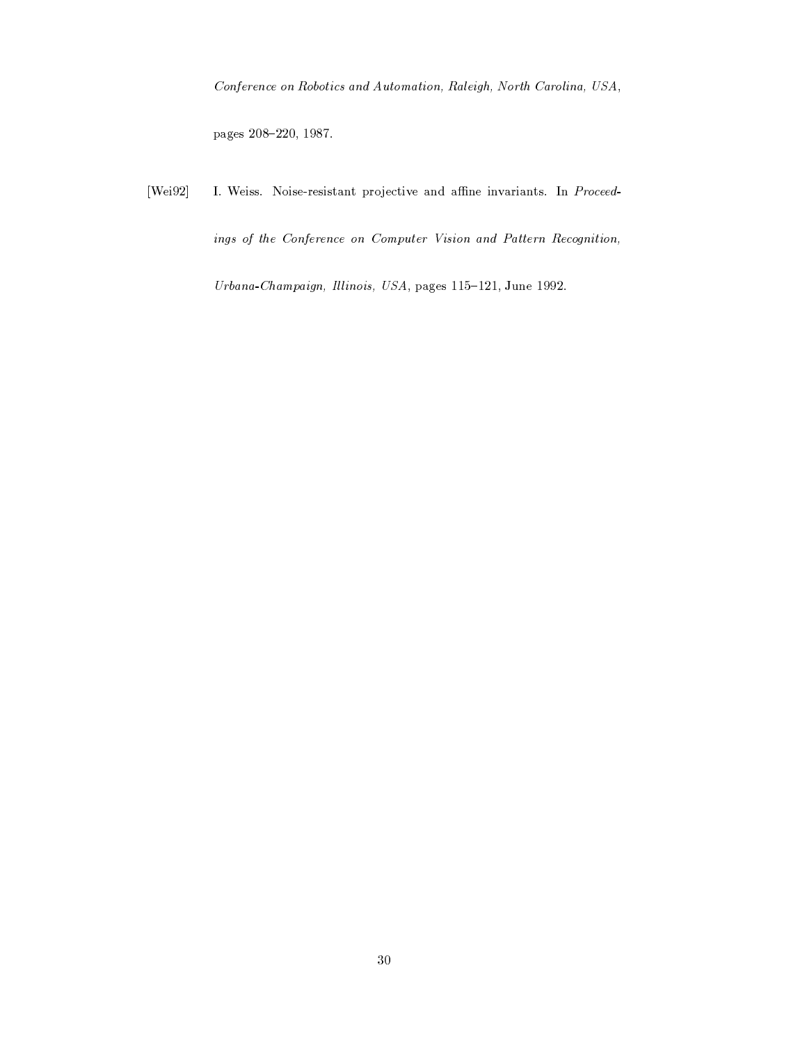*Conference on Robotics and Automation, Raleigh, North Carolina, USA*, pages 208–220, 1987.

[Wei92] I. Weiss. Noise-resistant projective and affine invariants. In *Proceedings of the Conference on Computer Vision and Pattern Recognition, Urbana-Champaign, Illinois, USA*, pages 115–121, June 1992.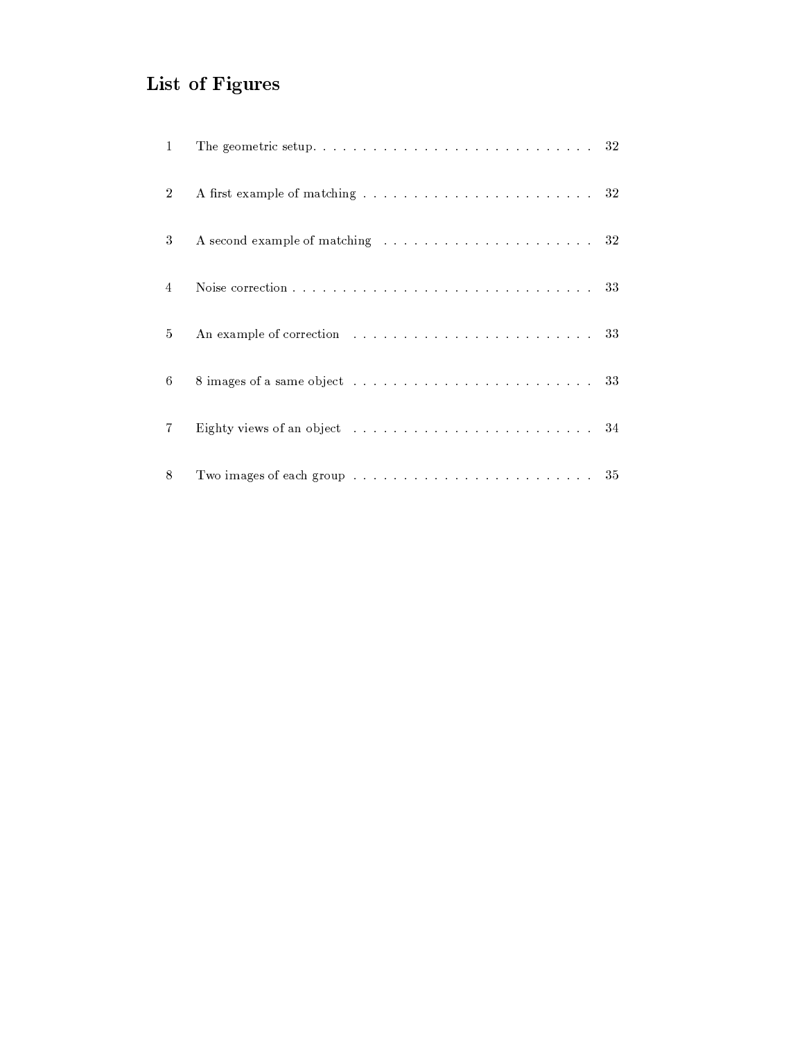# List of Figures

| | | |
|---|---|---|
| 1 | The geometric setup. | 32 |
| 2 | A first example of matching | 32 |
| 3 | A second example of matching | 32 |
| 4 | Noise correction | 33 |
| 5 | An example of correction | 33 |
| 6 | 8 images of a same object | 33 |
| 7 | Eighty views of an object | 34 |
| 8 | Two images of each group | 35 |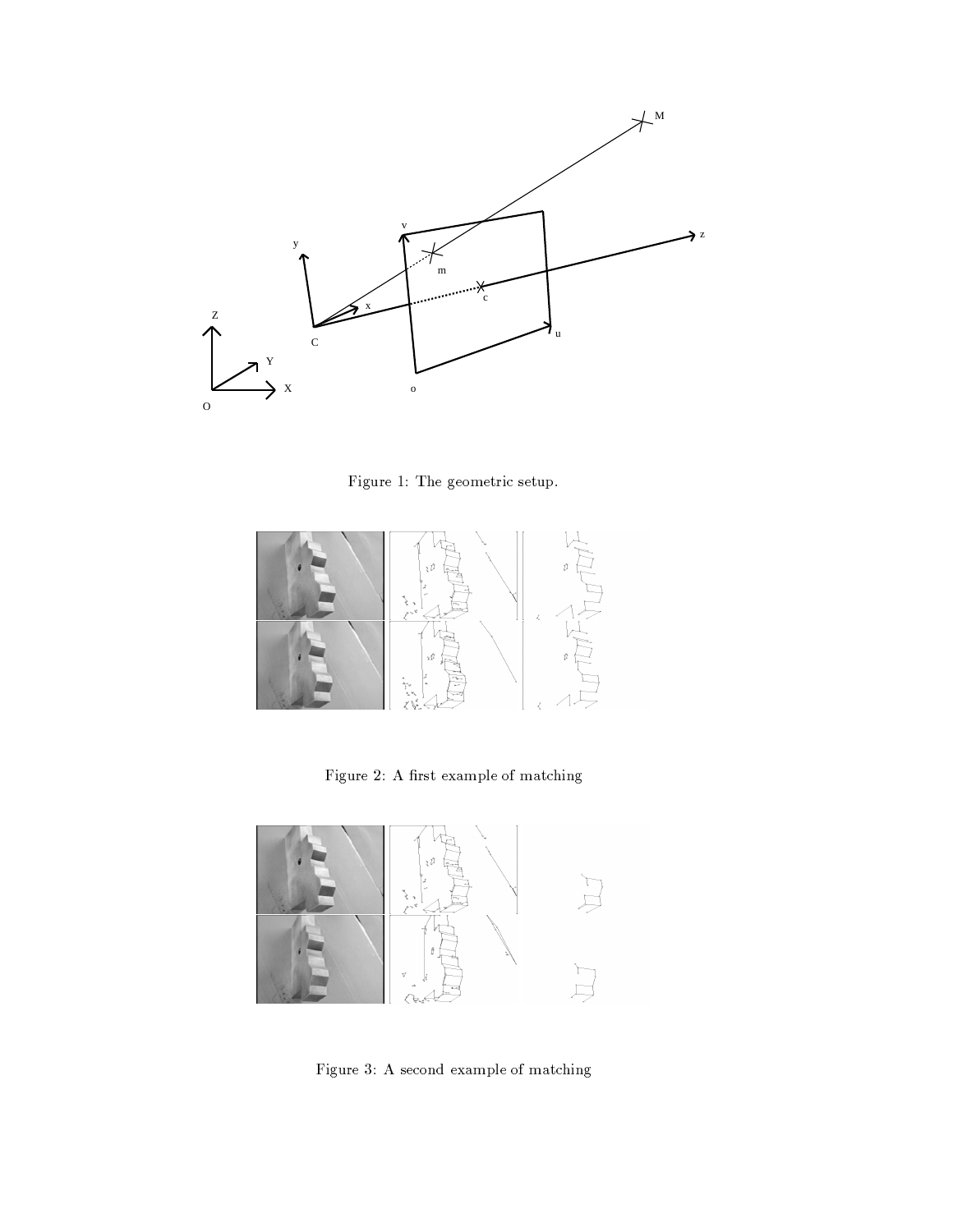Figure 1: The geometric setup.

Figure 2: A first example of matching

Figure 3: A second example of matching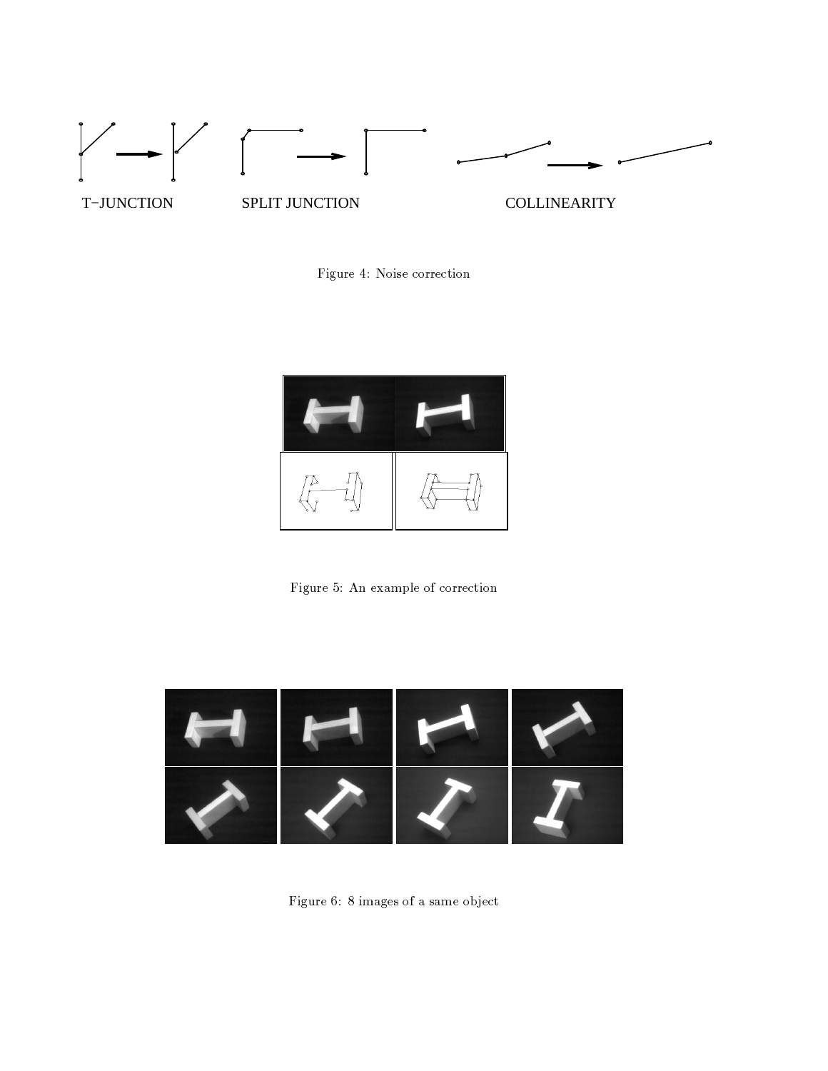T−JUNCTION SPLIT JUNCTION COLLINEARITY

Figure 4: Noise correction

Figure 5: An example of correction

Figure 6: 8 images of a same object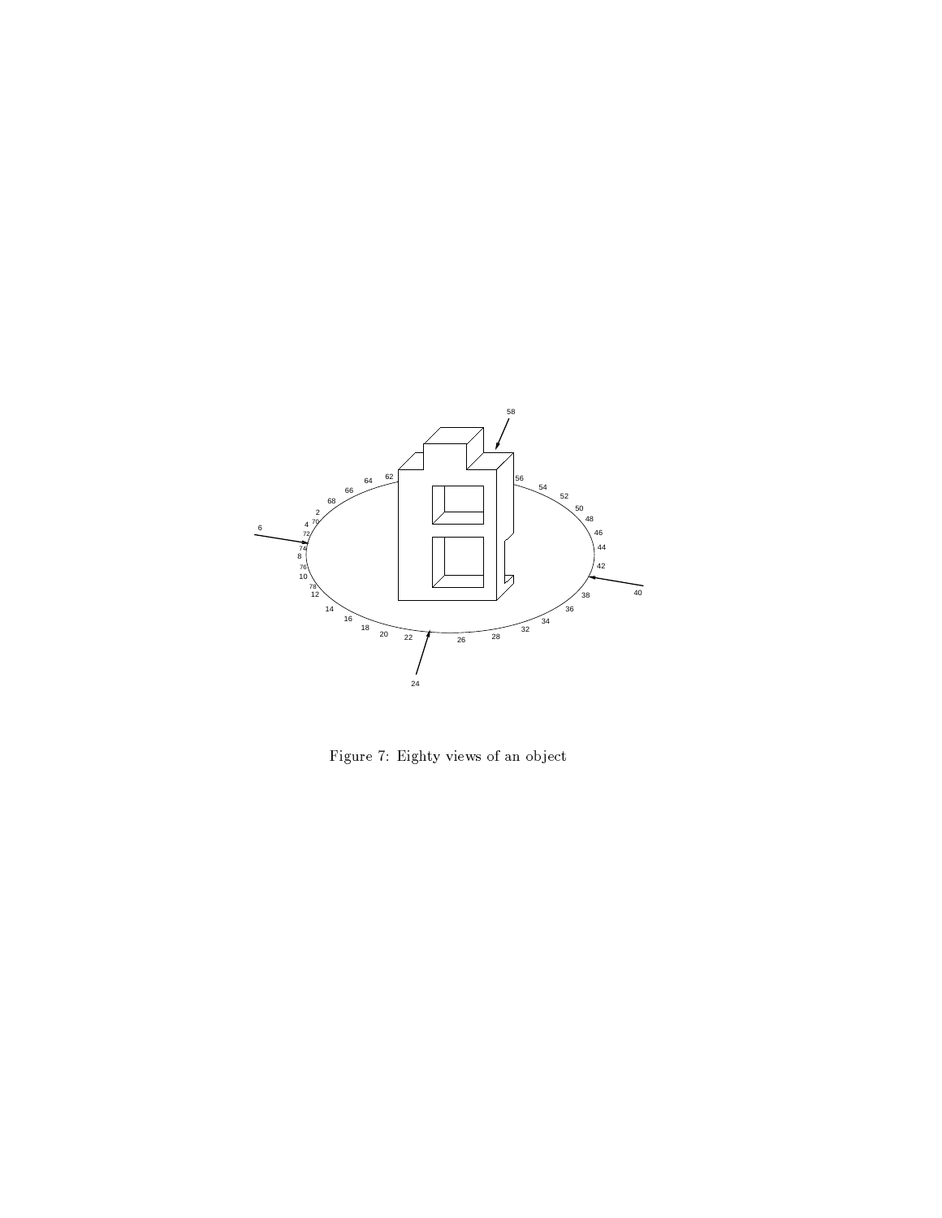Figure 7: Eighty views of an object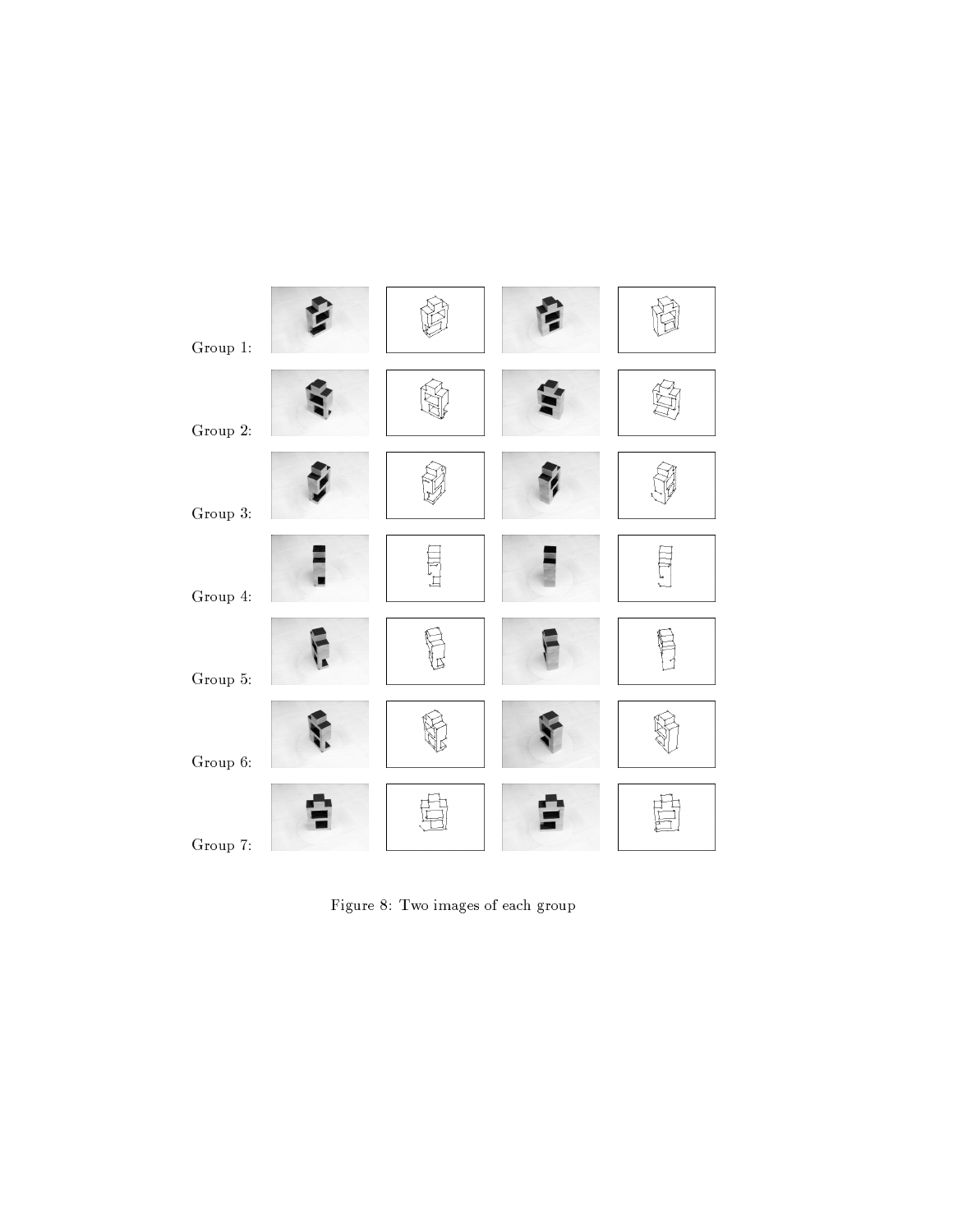Group 1:

Group 2:

Group 3:

Group 4:

Group 5:

Group 6:

Group 7:

Figure 8: Two images of each group